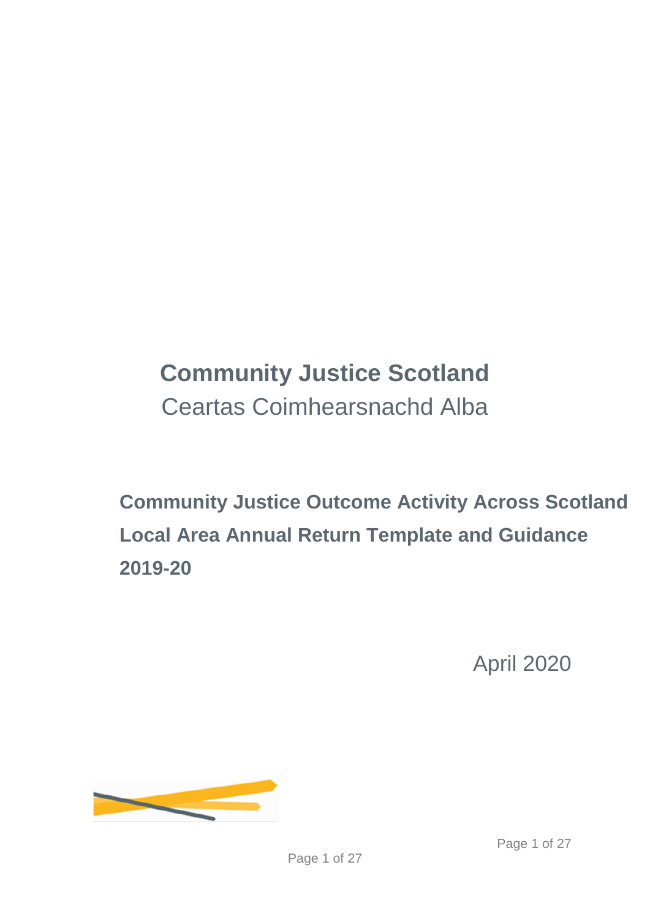# Community Justice Scotland

Ceartas Coimhearsnachd Alba

## Community Justice Outcome Activity Across Scotland Local Area Annual Return Template and Guidance 2019-20

April 2020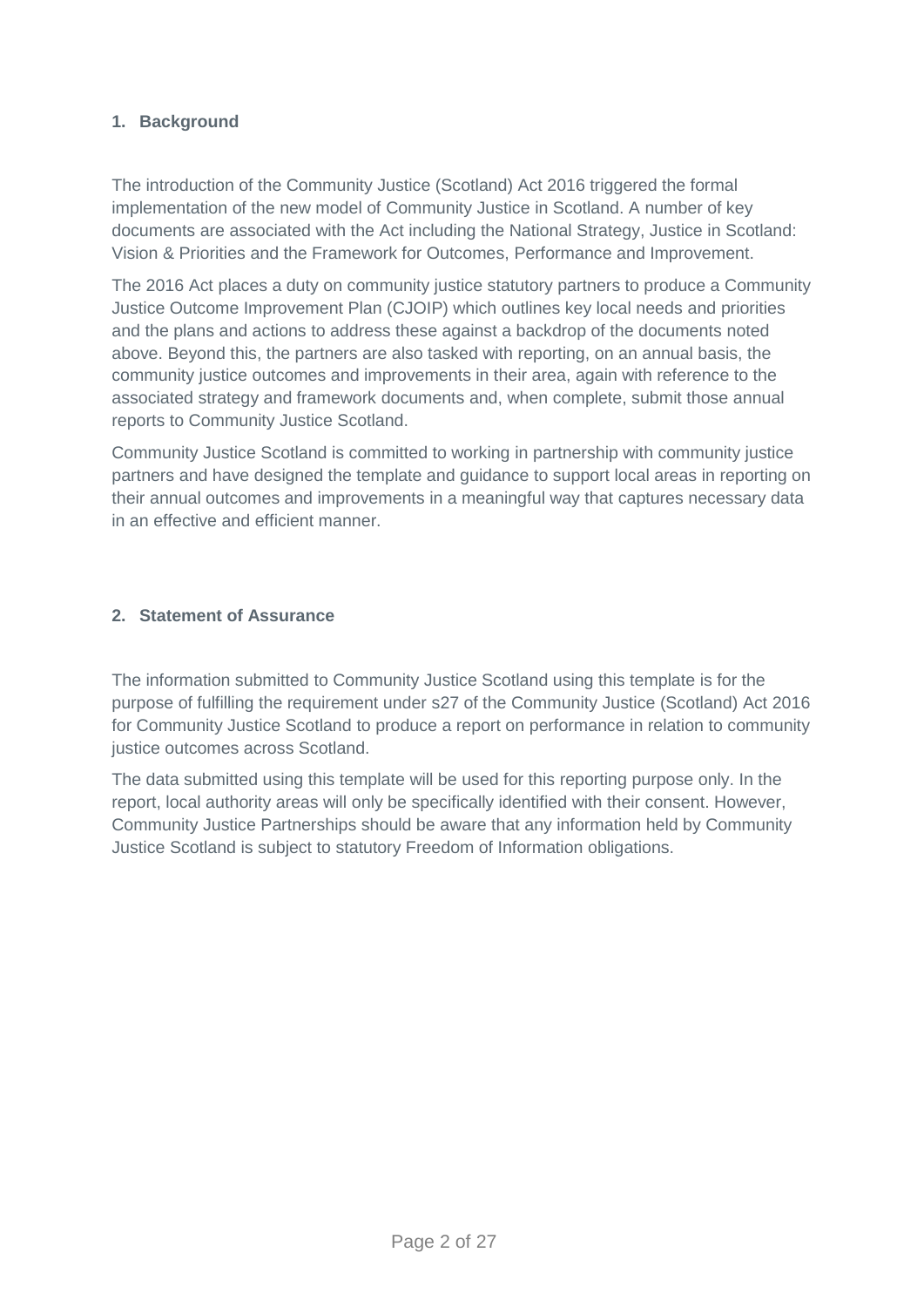## 1. Background

The introduction of the Community Justice (Scotland) Act 2016 triggered the formal implementation of the new model of Community Justice in Scotland. A number of key documents are associated with the Act including the National Strategy, Justice in Scotland: Vision & Priorities and the Framework for Outcomes, Performance and Improvement.

The 2016 Act places a duty on community justice statutory partners to produce a Community Justice Outcome Improvement Plan (CJOIP) which outlines key local needs and priorities and the plans and actions to address these against a backdrop of the documents noted above. Beyond this, the partners are also tasked with reporting, on an annual basis, the community justice outcomes and improvements in their area, again with reference to the associated strategy and framework documents and, when complete, submit those annual reports to Community Justice Scotland.

Community Justice Scotland is committed to working in partnership with community justice partners and have designed the template and guidance to support local areas in reporting on their annual outcomes and improvements in a meaningful way that captures necessary data in an effective and efficient manner.

## 2. Statement of Assurance

The information submitted to Community Justice Scotland using this template is for the purpose of fulfilling the requirement under s27 of the Community Justice (Scotland) Act 2016 for Community Justice Scotland to produce a report on performance in relation to community justice outcomes across Scotland.

The data submitted using this template will be used for this reporting purpose only. In the report, local authority areas will only be specifically identified with their consent. However, Community Justice Partnerships should be aware that any information held by Community Justice Scotland is subject to statutory Freedom of Information obligations.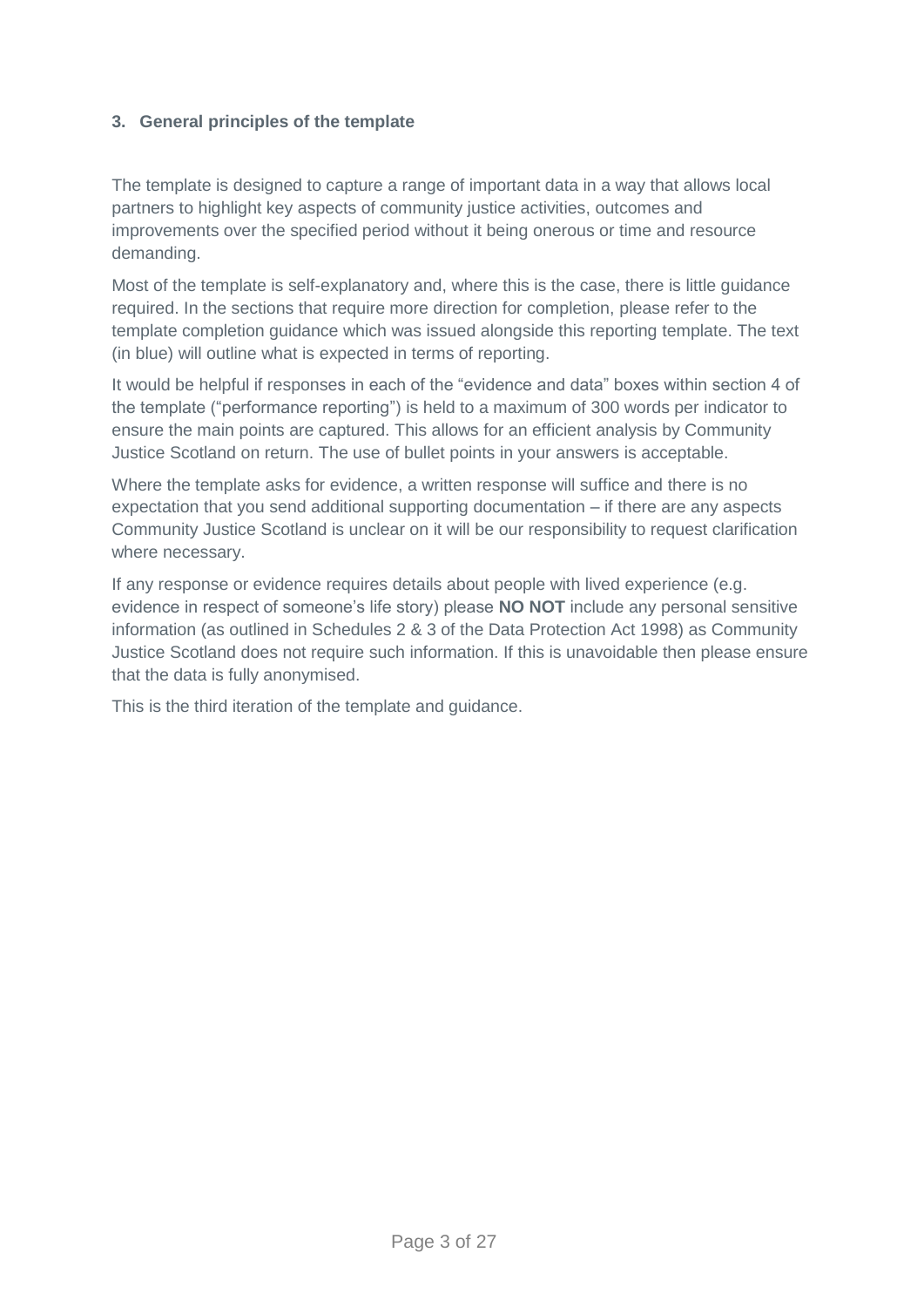### 3. General principles of the template

The template is designed to capture a range of important data in a way that allows local partners to highlight key aspects of community justice activities, outcomes and improvements over the specified period without it being onerous or time and resource demanding.

Most of the template is self-explanatory and, where this is the case, there is little guidance required. In the sections that require more direction for completion, please refer to the template completion guidance which was issued alongside this reporting template. The text (in blue) will outline what is expected in terms of reporting.

It would be helpful if responses in each of the "evidence and data" boxes within section 4 of the template ("performance reporting") is held to a maximum of 300 words per indicator to ensure the main points are captured. This allows for an efficient analysis by Community Justice Scotland on return. The use of bullet points in your answers is acceptable.

Where the template asks for evidence, a written response will suffice and there is no expectation that you send additional supporting documentation – if there are any aspects Community Justice Scotland is unclear on it will be our responsibility to request clarification where necessary.

If any response or evidence requires details about people with lived experience (e.g. evidence in respect of someone's life story) please **NO NOT** include any personal sensitive information (as outlined in Schedules 2 & 3 of the Data Protection Act 1998) as Community Justice Scotland does not require such information. If this is unavoidable then please ensure that the data is fully anonymised.

This is the third iteration of the template and guidance.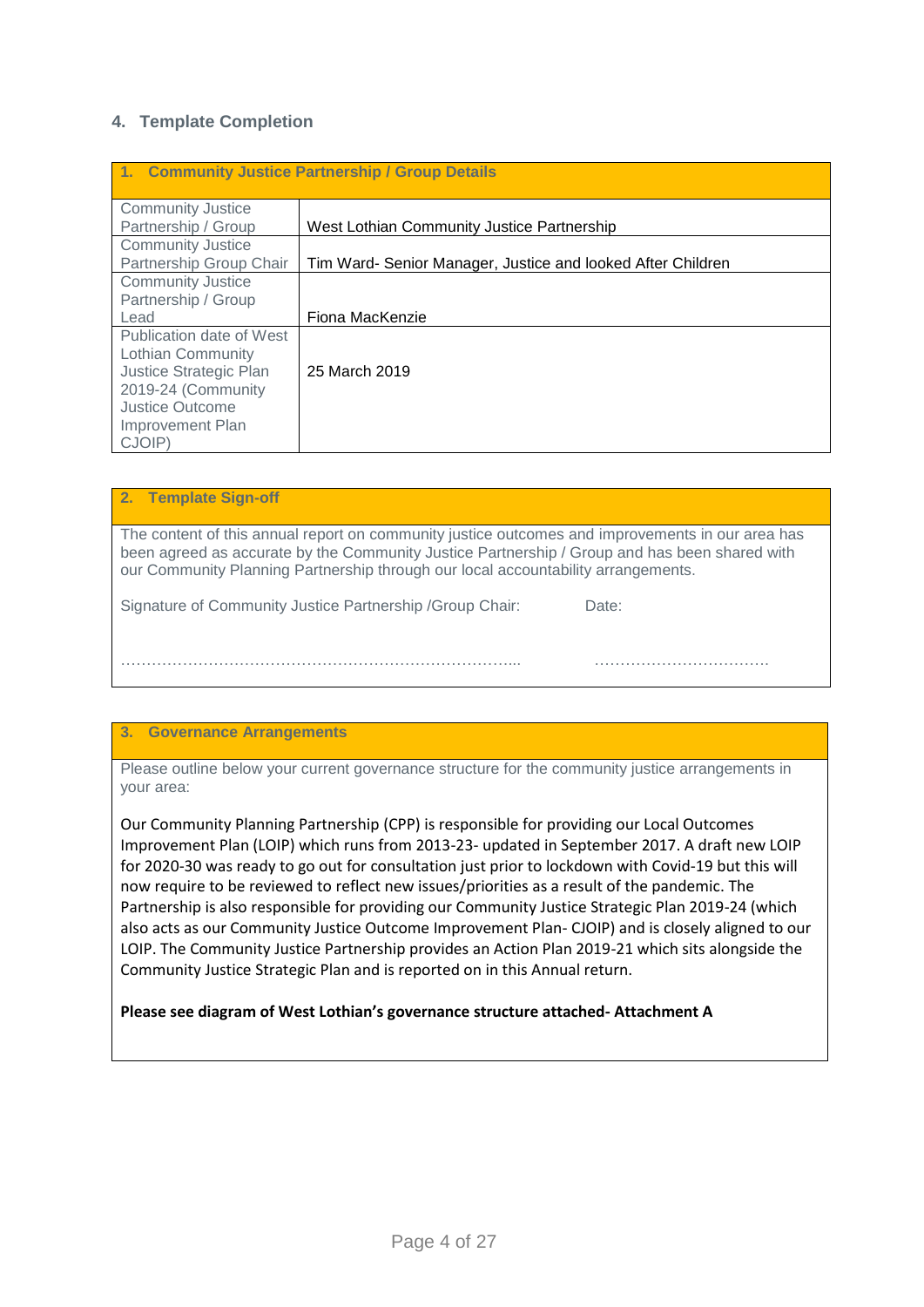## 4. Template Completion

| 1. Community Justice Partnership / Group Details | |
|---|---|
| Community Justice Partnership / Group | West Lothian Community Justice Partnership |
| Community Justice Partnership Group Chair | Tim Ward- Senior Manager, Justice and looked After Children |
| Community Justice Partnership / Group Lead | Fiona MacKenzie |
| Publication date of West Lothian Community Justice Strategic Plan 2019-24 (Community Justice Outcome Improvement Plan CJOIP) | 25 March 2019 |

### 2. Template Sign-off

The content of this annual report on community justice outcomes and improvements in our area has been agreed as accurate by the Community Justice Partnership / Group and has been shared with our Community Planning Partnership through our local accountability arrangements.

Signature of Community Justice Partnership /Group Chair: ……………………………………………………………………...

Date: ……………………………….

### 3. Governance Arrangements

Please outline below your current governance structure for the community justice arrangements in your area:

Our Community Planning Partnership (CPP) is responsible for providing our Local Outcomes Improvement Plan (LOIP) which runs from 2013-23- updated in September 2017. A draft new LOIP for 2020-30 was ready to go out for consultation just prior to lockdown with Covid-19 but this will now require to be reviewed to reflect new issues/priorities as a result of the pandemic. The Partnership is also responsible for providing our Community Justice Strategic Plan 2019-24 (which also acts as our Community Justice Outcome Improvement Plan- CJOIP) and is closely aligned to our LOIP. The Community Justice Partnership provides an Action Plan 2019-21 which sits alongside the Community Justice Strategic Plan and is reported on in this Annual return.

**Please see diagram of West Lothian's governance structure attached- Attachment A**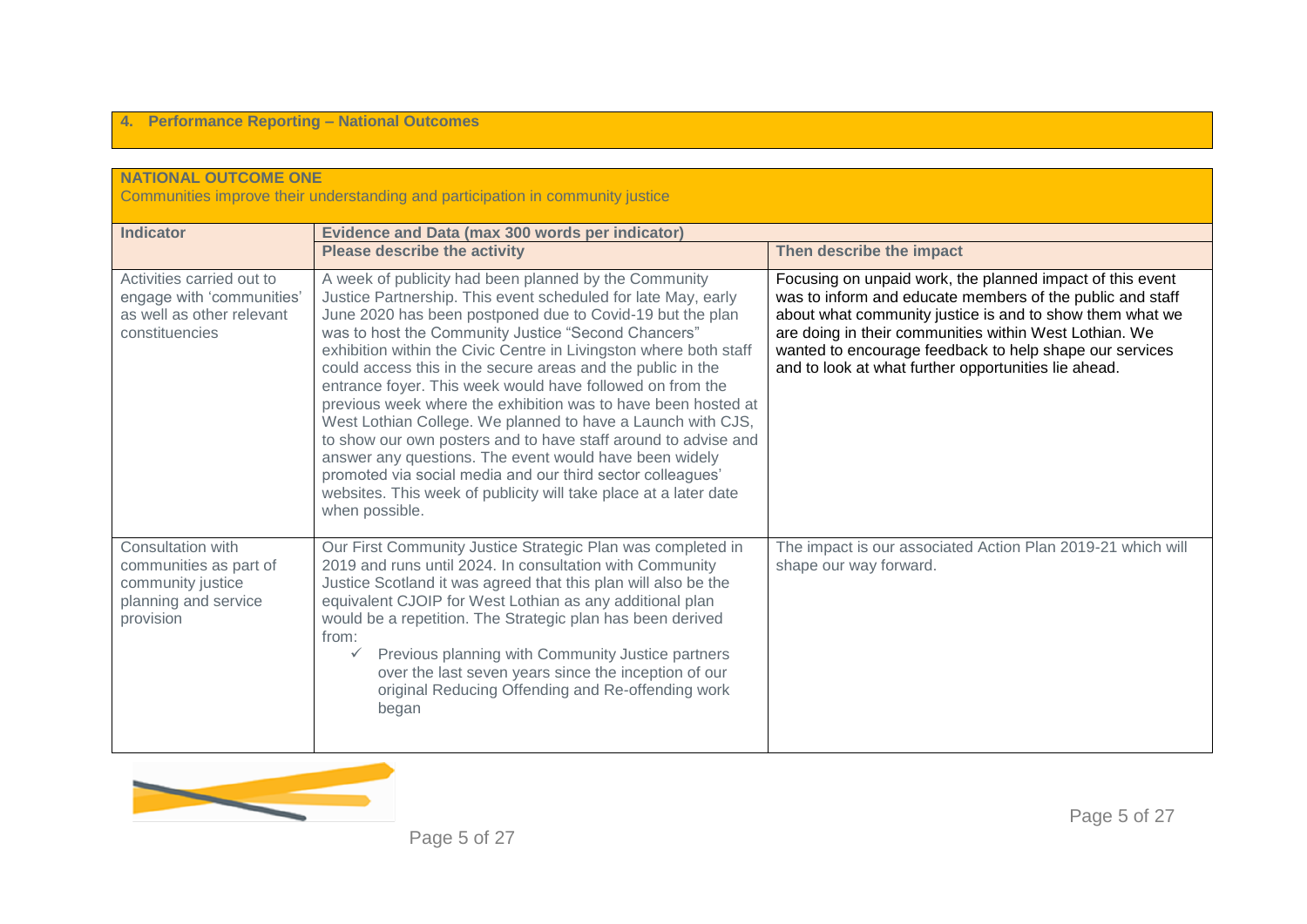## 4. Performance Reporting – National Outcomes

**NATIONAL OUTCOME ONE**

Communities improve their understanding and participation in community justice

| Indicator | Evidence and Data (max 300 words per indicator) | |
|---|---|---|
| | **Please describe the activity** | **Then describe the impact** |
| Activities carried out to engage with 'communities' as well as other relevant constituencies | A week of publicity had been planned by the Community Justice Partnership. This event scheduled for late May, early June 2020 has been postponed due to Covid-19 but the plan was to host the Community Justice "Second Chancers" exhibition within the Civic Centre in Livingston where both staff could access this in the secure areas and the public in the entrance foyer. This week would have followed on from the previous week where the exhibition was to have been hosted at West Lothian College. We planned to have a Launch with CJS, to show our own posters and to have staff around to advise and answer any questions. The event would have been widely promoted via social media and our third sector colleagues' websites. This week of publicity will take place at a later date when possible. | Focusing on unpaid work, the planned impact of this event was to inform and educate members of the public and staff about what community justice is and to show them what we are doing in their communities within West Lothian. We wanted to encourage feedback to help shape our services and to look at what further opportunities lie ahead. |
| Consultation with communities as part of community justice planning and service provision | Our First Community Justice Strategic Plan was completed in 2019 and runs until 2024. In consultation with Community Justice Scotland it was agreed that this plan will also be the equivalent CJOIP for West Lothian as any additional plan would be a repetition. The Strategic plan has been derived from:<br>✓ Previous planning with Community Justice partners over the last seven years since the inception of our original Reducing Offending and Re-offending work began | The impact is our associated Action Plan 2019-21 which will shape our way forward. |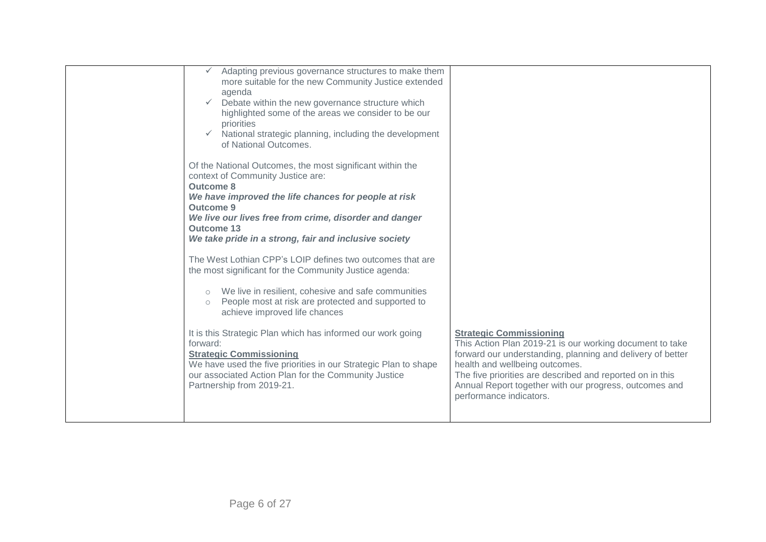| | | |
|---|---|---|
| | ✓ Adapting previous governance structures to make them more suitable for the new Community Justice extended agenda<br>✓ Debate within the new governance structure which highlighted some of the areas we consider to be our priorities<br>✓ National strategic planning, including the development of National Outcomes.<br><br>Of the National Outcomes, the most significant within the context of Community Justice are:<br>**Outcome 8**<br>***We have improved the life chances for people at risk***<br>**Outcome 9**<br>***We live our lives free from crime, disorder and danger***<br>**Outcome 13**<br>***We take pride in a strong, fair and inclusive society***<br><br>The West Lothian CPP's LOIP defines two outcomes that are the most significant for the Community Justice agenda:<br><br>○ We live in resilient, cohesive and safe communities<br>○ People most at risk are protected and supported to achieve improved life chances<br><br>It is this Strategic Plan which has informed our work going forward:<br>**Strategic Commissioning**<br>We have used the five priorities in our Strategic Plan to shape our associated Action Plan for the Community Justice Partnership from 2019-21. | **Strategic Commissioning**<br>This Action Plan 2019-21 is our working document to take forward our understanding, planning and delivery of better health and wellbeing outcomes.<br>The five priorities are described and reported on in this Annual Report together with our progress, outcomes and performance indicators. |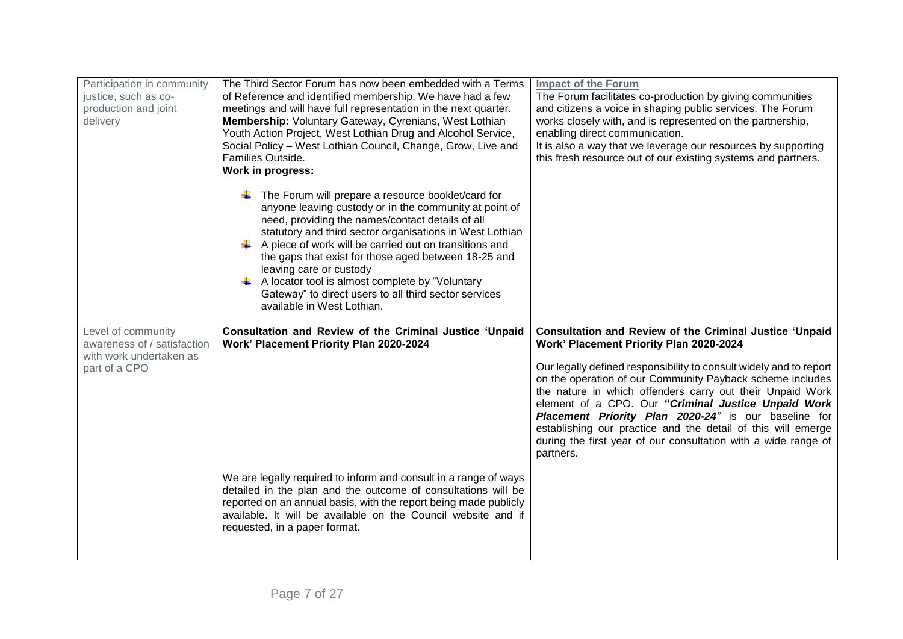| | | |
|---|---|---|
| Participation in community justice, such as co-production and joint delivery | The Third Sector Forum has now been embedded with a Terms of Reference and identified membership. We have had a few meetings and will have full representation in the next quarter.<br>**Membership:** Voluntary Gateway, Cyrenians, West Lothian Youth Action Project, West Lothian Drug and Alcohol Service, Social Policy – West Lothian Council, Change, Grow, Live and Families Outside.<br>**Work in progress:**<br>- The Forum will prepare a resource booklet/card for anyone leaving custody or in the community at point of need, providing the names/contact details of all statutory and third sector organisations in West Lothian<br>- A piece of work will be carried out on transitions and the gaps that exist for those aged between 18-25 and leaving care or custody<br>- A locator tool is almost complete by "Voluntary Gateway" to direct users to all third sector services available in West Lothian. | **Impact of the Forum**<br>The Forum facilitates co-production by giving communities and citizens a voice in shaping public services. The Forum works closely with, and is represented on the partnership, enabling direct communication.<br>It is also a way that we leverage our resources by supporting this fresh resource out of our existing systems and partners. |
| Level of community awareness of / satisfaction with work undertaken as part of a CPO | **Consultation and Review of the Criminal Justice 'Unpaid Work' Placement Priority Plan 2020-2024**<br><br>We are legally required to inform and consult in a range of ways detailed in the plan and the outcome of consultations will be reported on an annual basis, with the report being made publicly available. It will be available on the Council website and if requested, in a paper format. | **Consultation and Review of the Criminal Justice 'Unpaid Work' Placement Priority Plan 2020-2024**<br><br>Our legally defined responsibility to consult widely and to report on the operation of our Community Payback scheme includes the nature in which offenders carry out their Unpaid Work element of a CPO. Our **"*Criminal Justice Unpaid Work Placement Priority Plan 2020-24*"** is our baseline for establishing our practice and the detail of this will emerge during the first year of our consultation with a wide range of partners. |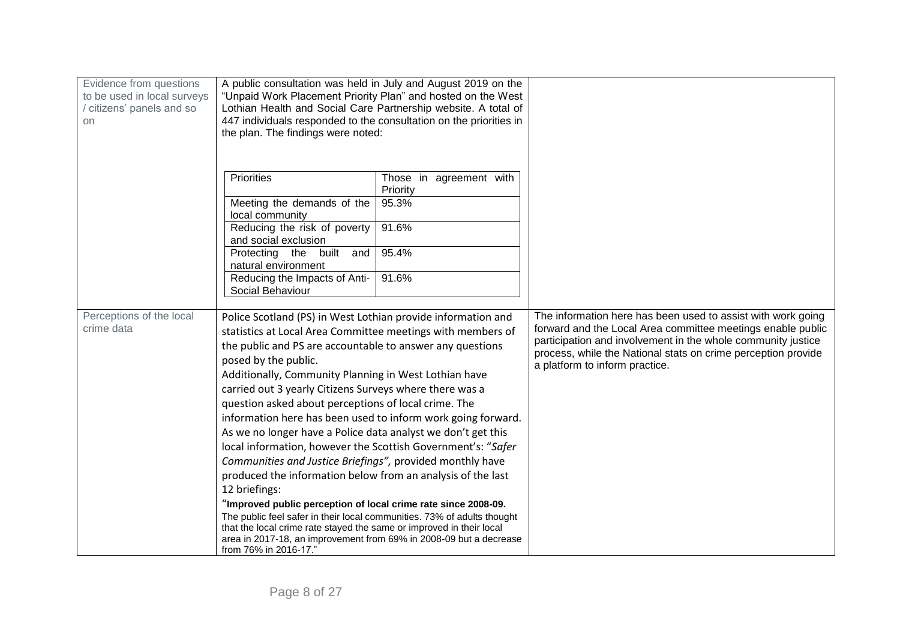| | | |
|---|---|---|
| Evidence from questions to be used in local surveys / citizens' panels and so on | A public consultation was held in July and August 2019 on the "Unpaid Work Placement Priority Plan" and hosted on the West Lothian Health and Social Care Partnership website. A total of 447 individuals responded to the consultation on the priorities in the plan. The findings were noted:<br><br>**Priorities** / **Those in agreement with Priority**<br>Meeting the demands of the local community: 95.3%<br>Reducing the risk of poverty and social exclusion: 91.6%<br>Protecting the built and natural environment: 95.4%<br>Reducing the Impacts of Anti-Social Behaviour: 91.6% | |
| Perceptions of the local crime data | Police Scotland (PS) in West Lothian provide information and statistics at Local Area Committee meetings with members of the public and PS are accountable to answer any questions posed by the public.<br>Additionally, Community Planning in West Lothian have carried out 3 yearly Citizens Surveys where there was a question asked about perceptions of local crime. The information here has been used to inform work going forward. As we no longer have a Police data analyst we don't get this local information, however the Scottish Government's: "*Safer Communities and Justice Briefings",* provided monthly have produced the information below from an analysis of the last 12 briefings:<br>"**Improved public perception of local crime rate since 2008-09.** The public feel safer in their local communities. 73% of adults thought that the local crime rate stayed the same or improved in their local area in 2017-18, an improvement from 69% in 2008-09 but a decrease from 76% in 2016-17." | The information here has been used to assist with work going forward and the Local Area committee meetings enable public participation and involvement in the whole community justice process, while the National stats on crime perception provide a platform to inform practice. |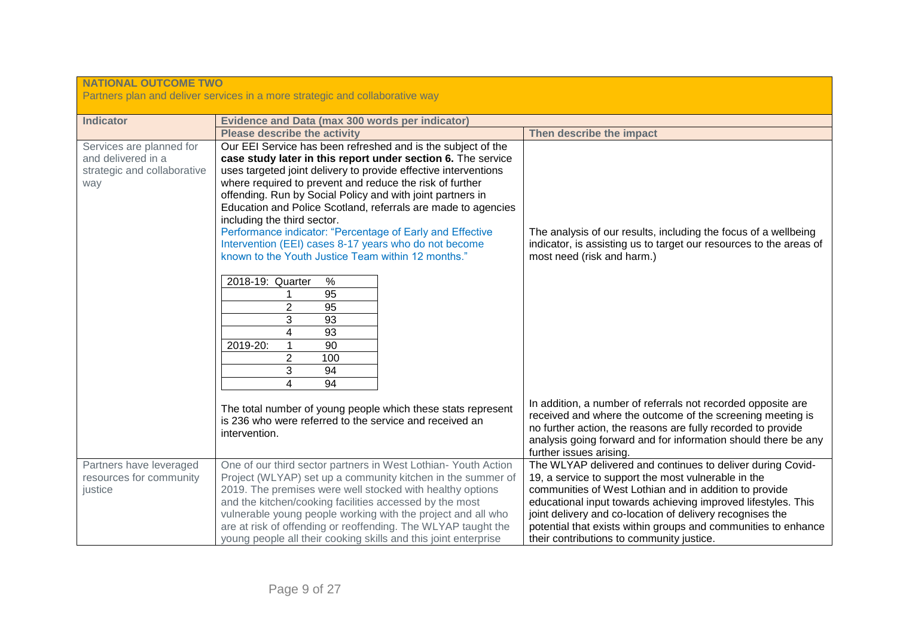| **NATIONAL OUTCOME TWO**<br>Partners plan and deliver services in a more strategic and collaborative way | | |
|---|---|---|
| **Indicator** | **Evidence and Data (max 300 words per indicator)** | |
| | **Please describe the activity** | **Then describe the impact** |
| Services are planned for and delivered in a strategic and collaborative way | Our EEI Service has been refreshed and is the subject of the **case study later in this report under section 6.** The service uses targeted joint delivery to provide effective interventions where required to prevent and reduce the risk of further offending. Run by Social Policy and with joint partners in Education and Police Scotland, referrals are made to agencies including the third sector.<br>Performance indicator: "Percentage of Early and Effective Intervention (EEI) cases 8-17 years who do not become known to the Youth Justice Team within 12 months."<br><br>2018-19: Quarter / %<br>1 / 95<br>2 / 95<br>3 / 93<br>4 / 93<br>2019-20: 1 / 90<br>2 / 100<br>3 / 94<br>4 / 94<br><br>The total number of young people which these stats represent is 236 who were referred to the service and received an intervention. | The analysis of our results, including the focus of a wellbeing indicator, is assisting us to target our resources to the areas of most need (risk and harm.)<br><br>In addition, a number of referrals not recorded opposite are received and where the outcome of the screening meeting is no further action, the reasons are fully recorded to provide analysis going forward and for information should there be any further issues arising. |
| Partners have leveraged resources for community justice | One of our third sector partners in West Lothian- Youth Action Project (WLYAP) set up a community kitchen in the summer of 2019. The premises were well stocked with healthy options and the kitchen/cooking facilities accessed by the most vulnerable young people working with the project and all who are at risk of offending or reoffending. The WLYAP taught the young people all their cooking skills and this joint enterprise | The WLYAP delivered and continues to deliver during Covid-19, a service to support the most vulnerable in the communities of West Lothian and in addition to provide educational input towards achieving improved lifestyles. This joint delivery and co-location of delivery recognises the potential that exists within groups and communities to enhance their contributions to community justice. |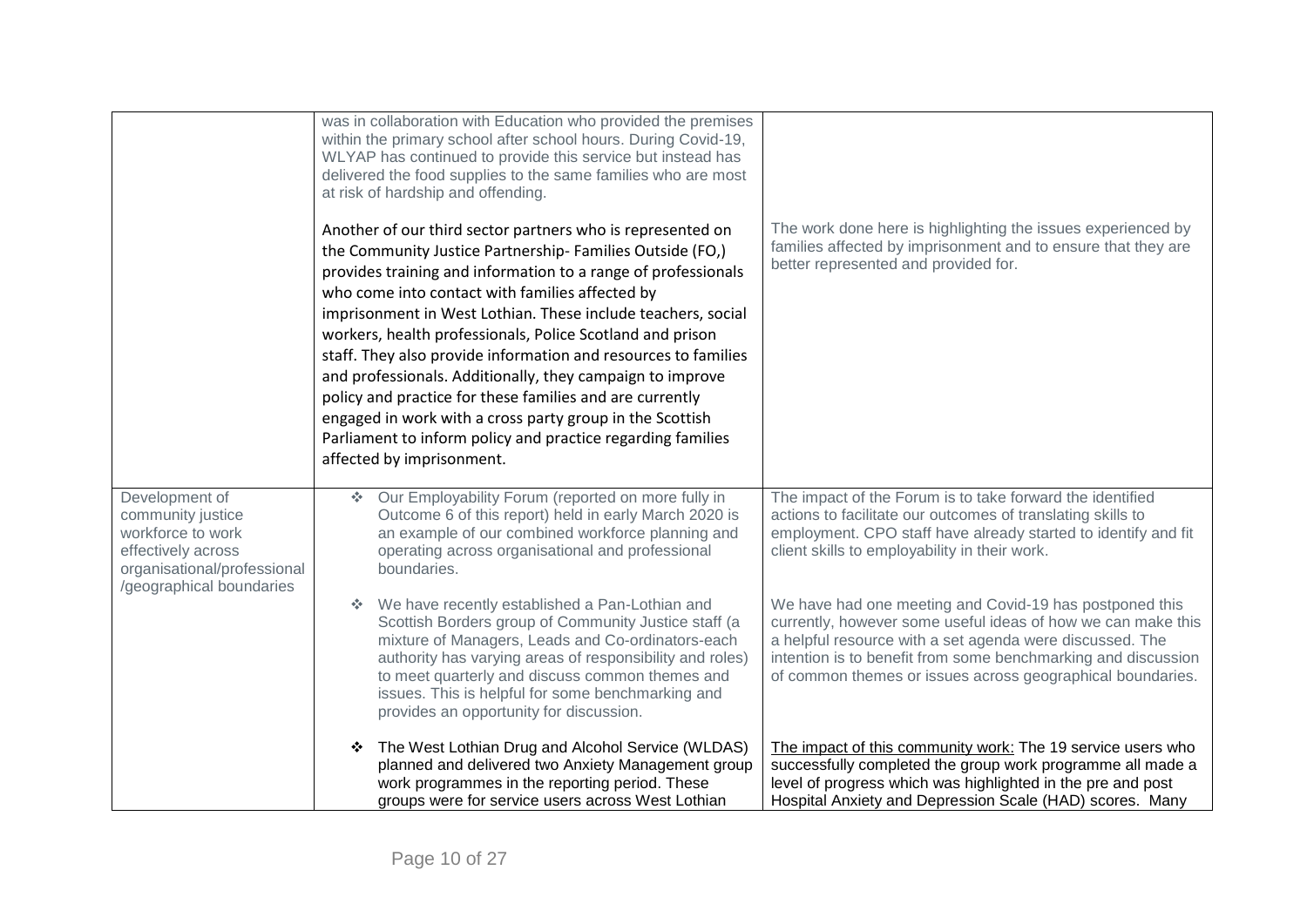| | | |
|---|---|---|
| | was in collaboration with Education who provided the premises within the primary school after school hours. During Covid-19, WLYAP has continued to provide this service but instead has delivered the food supplies to the same families who are most at risk of hardship and offending.<br><br>Another of our third sector partners who is represented on the Community Justice Partnership- Families Outside (FO,) provides training and information to a range of professionals who come into contact with families affected by imprisonment in West Lothian. These include teachers, social workers, health professionals, Police Scotland and prison staff. They also provide information and resources to families and professionals. Additionally, they campaign to improve policy and practice for these families and are currently engaged in work with a cross party group in the Scottish Parliament to inform policy and practice regarding families affected by imprisonment. | The work done here is highlighting the issues experienced by families affected by imprisonment and to ensure that they are better represented and provided for. |
| Development of community justice workforce to work effectively across organisational/professional /geographical boundaries | ❖ Our Employability Forum (reported on more fully in Outcome 6 of this report) held in early March 2020 is an example of our combined workforce planning and operating across organisational and professional boundaries. | The impact of the Forum is to take forward the identified actions to facilitate our outcomes of translating skills to employment. CPO staff have already started to identify and fit client skills to employability in their work. |
| | ❖ We have recently established a Pan-Lothian and Scottish Borders group of Community Justice staff (a mixture of Managers, Leads and Co-ordinators-each authority has varying areas of responsibility and roles) to meet quarterly and discuss common themes and issues. This is helpful for some benchmarking and provides an opportunity for discussion. | We have had one meeting and Covid-19 has postponed this currently, however some useful ideas of how we can make this a helpful resource with a set agenda were discussed. The intention is to benefit from some benchmarking and discussion of common themes or issues across geographical boundaries. |
| | ❖ The West Lothian Drug and Alcohol Service (WLDAS) planned and delivered two Anxiety Management group work programmes in the reporting period. These groups were for service users across West Lothian | The impact of this community work: The 19 service users who successfully completed the group work programme all made a level of progress which was highlighted in the pre and post Hospital Anxiety and Depression Scale (HAD) scores. Many |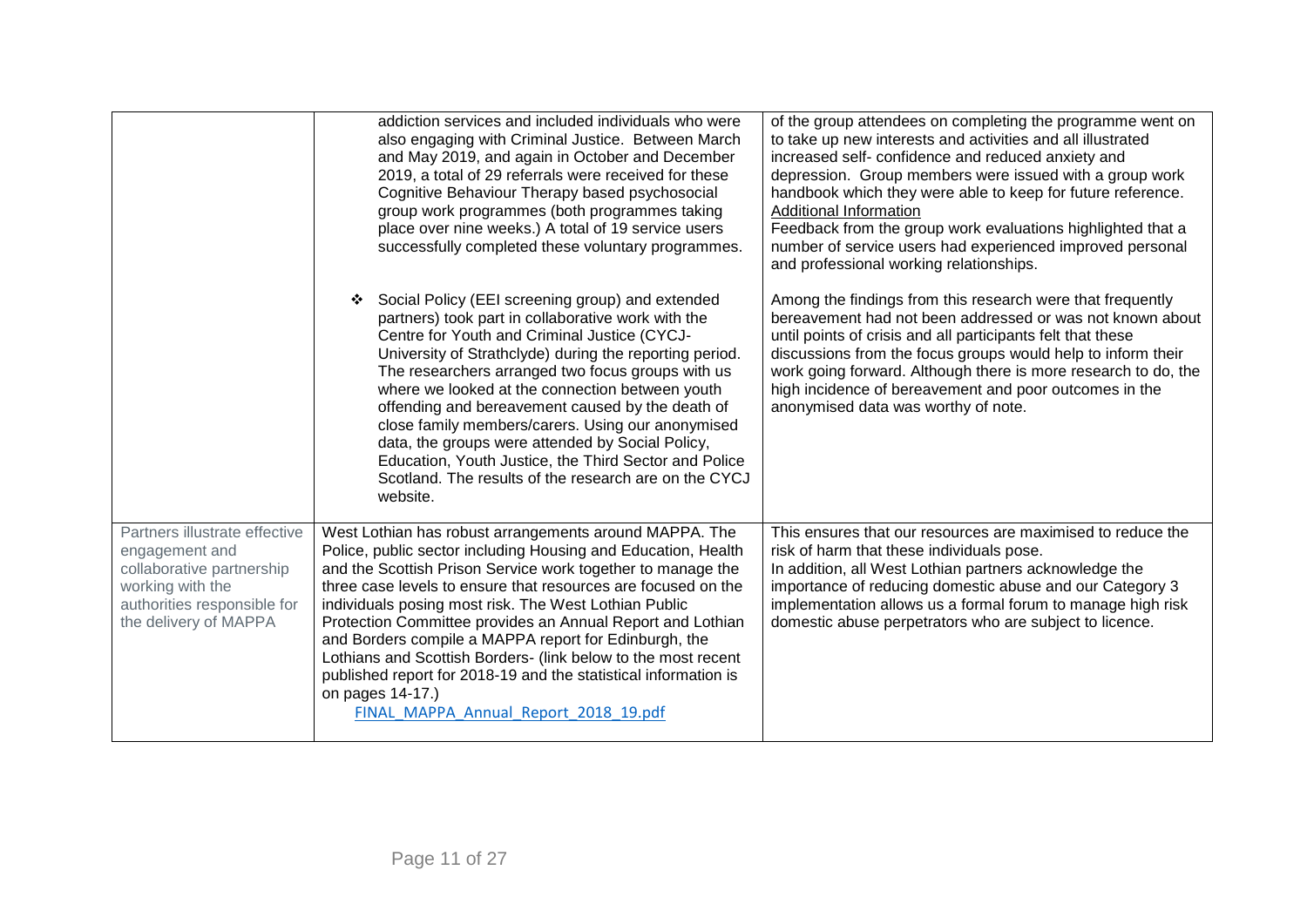| | | |
|---|---|---|
| | addiction services and included individuals who were also engaging with Criminal Justice. Between March and May 2019, and again in October and December 2019, a total of 29 referrals were received for these Cognitive Behaviour Therapy based psychosocial group work programmes (both programmes taking place over nine weeks.) A total of 19 service users successfully completed these voluntary programmes.<br><br>❖ Social Policy (EEI screening group) and extended partners) took part in collaborative work with the Centre for Youth and Criminal Justice (CYCJ- University of Strathclyde) during the reporting period. The researchers arranged two focus groups with us where we looked at the connection between youth offending and bereavement caused by the death of close family members/carers. Using our anonymised data, the groups were attended by Social Policy, Education, Youth Justice, the Third Sector and Police Scotland. The results of the research are on the CYCJ website. | of the group attendees on completing the programme went on to take up new interests and activities and all illustrated increased self- confidence and reduced anxiety and depression. Group members were issued with a group work handbook which they were able to keep for future reference.<br>Additional Information<br>Feedback from the group work evaluations highlighted that a number of service users had experienced improved personal and professional working relationships.<br><br>Among the findings from this research were that frequently bereavement had not been addressed or was not known about until points of crisis and all participants felt that these discussions from the focus groups would help to inform their work going forward. Although there is more research to do, the high incidence of bereavement and poor outcomes in the anonymised data was worthy of note. |
| Partners illustrate effective engagement and collaborative partnership working with the authorities responsible for the delivery of MAPPA | West Lothian has robust arrangements around MAPPA. The Police, public sector including Housing and Education, Health and the Scottish Prison Service work together to manage the three case levels to ensure that resources are focused on the individuals posing most risk. The West Lothian Public Protection Committee provides an Annual Report and Lothian and Borders compile a MAPPA report for Edinburgh, the Lothians and Scottish Borders- (link below to the most recent published report for 2018-19 and the statistical information is on pages 14-17.)<br>FINAL_MAPPA_Annual_Report_2018_19.pdf | This ensures that our resources are maximised to reduce the risk of harm that these individuals pose.<br>In addition, all West Lothian partners acknowledge the importance of reducing domestic abuse and our Category 3 implementation allows us a formal forum to manage high risk domestic abuse perpetrators who are subject to licence. |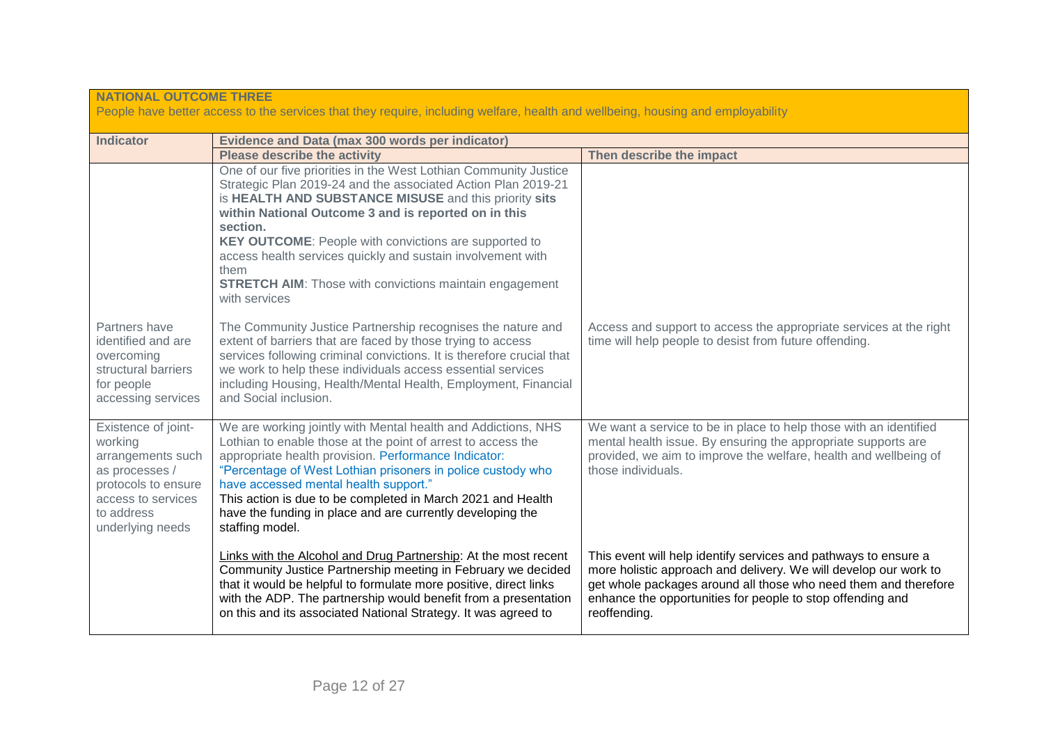| **NATIONAL OUTCOME THREE**<br>People have better access to the services that they require, including welfare, health and wellbeing, housing and employability | | |
|---|---|---|
| **Indicator** | **Evidence and Data (max 300 words per indicator)** | |
| | **Please describe the activity** | **Then describe the impact** |
| | One of our five priorities in the West Lothian Community Justice Strategic Plan 2019-24 and the associated Action Plan 2019-21 is **HEALTH AND SUBSTANCE MISUSE** and this priority **sits within National Outcome 3 and is reported on in this section.**<br>**KEY OUTCOME**: People with convictions are supported to access health services quickly and sustain involvement with them<br>**STRETCH AIM**: Those with convictions maintain engagement with services | |
| Partners have identified and are overcoming structural barriers for people accessing services | The Community Justice Partnership recognises the nature and extent of barriers that are faced by those trying to access services following criminal convictions. It is therefore crucial that we work to help these individuals access essential services including Housing, Health/Mental Health, Employment, Financial and Social inclusion. | Access and support to access the appropriate services at the right time will help people to desist from future offending. |
| Existence of joint-working arrangements such as processes / protocols to ensure access to services to address underlying needs | We are working jointly with Mental health and Addictions, NHS Lothian to enable those at the point of arrest to access the appropriate health provision. Performance Indicator: "Percentage of West Lothian prisoners in police custody who have accessed mental health support."<br>This action is due to be completed in March 2021 and Health have the funding in place and are currently developing the staffing model. | We want a service to be in place to help those with an identified mental health issue. By ensuring the appropriate supports are provided, we aim to improve the welfare, health and wellbeing of those individuals. |
| | Links with the Alcohol and Drug Partnership: At the most recent Community Justice Partnership meeting in February we decided that it would be helpful to formulate more positive, direct links with the ADP. The partnership would benefit from a presentation on this and its associated National Strategy. It was agreed to | This event will help identify services and pathways to ensure a more holistic approach and delivery. We will develop our work to get whole packages around all those who need them and therefore enhance the opportunities for people to stop offending and reoffending. |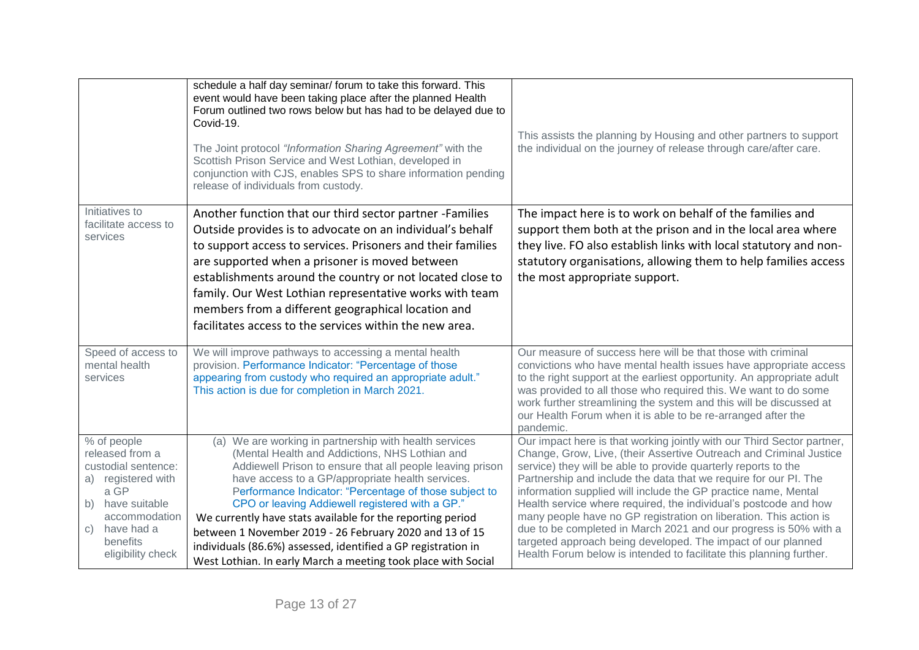| | | |
|---|---|---|
| | schedule a half day seminar/ forum to take this forward. This event would have been taking place after the planned Health Forum outlined two rows below but has had to be delayed due to Covid-19.<br><br>The Joint protocol *"Information Sharing Agreement"* with the Scottish Prison Service and West Lothian, developed in conjunction with CJS, enables SPS to share information pending release of individuals from custody. | This assists the planning by Housing and other partners to support the individual on the journey of release through care/after care. |
| Initiatives to facilitate access to services | Another function that our third sector partner -Families Outside provides is to advocate on an individual's behalf to support access to services. Prisoners and their families are supported when a prisoner is moved between establishments around the country or not located close to family. Our West Lothian representative works with team members from a different geographical location and facilitates access to the services within the new area. | The impact here is to work on behalf of the families and support them both at the prison and in the local area where they live. FO also establish links with local statutory and non-statutory organisations, allowing them to help families access the most appropriate support. |
| Speed of access to mental health services | We will improve pathways to accessing a mental health provision. Performance Indicator: "Percentage of those appearing from custody who required an appropriate adult." This action is due for completion in March 2021. | Our measure of success here will be that those with criminal convictions who have mental health issues have appropriate access to the right support at the earliest opportunity. An appropriate adult was provided to all those who required this. We want to do some work further streamlining the system and this will be discussed at our Health Forum when it is able to be re-arranged after the pandemic. |
| % of people released from a custodial sentence:<br>a) registered with a GP<br>b) have suitable accommodation<br>c) have had a benefits eligibility check | (a) We are working in partnership with health services (Mental Health and Addictions, NHS Lothian and Addiewell Prison to ensure that all people leaving prison have access to a GP/appropriate health services. Performance Indicator: "Percentage of those subject to CPO or leaving Addiewell registered with a GP."<br>We currently have stats available for the reporting period between 1 November 2019 - 26 February 2020 and 13 of 15 individuals (86.6%) assessed, identified a GP registration in West Lothian. In early March a meeting took place with Social | Our impact here is that working jointly with our Third Sector partner, Change, Grow, Live, (their Assertive Outreach and Criminal Justice service) they will be able to provide quarterly reports to the Partnership and include the data that we require for our PI. The information supplied will include the GP practice name, Mental Health service where required, the individual's postcode and how many people have no GP registration on liberation. This action is due to be completed in March 2021 and our progress is 50% with a targeted approach being developed. The impact of our planned Health Forum below is intended to facilitate this planning further. |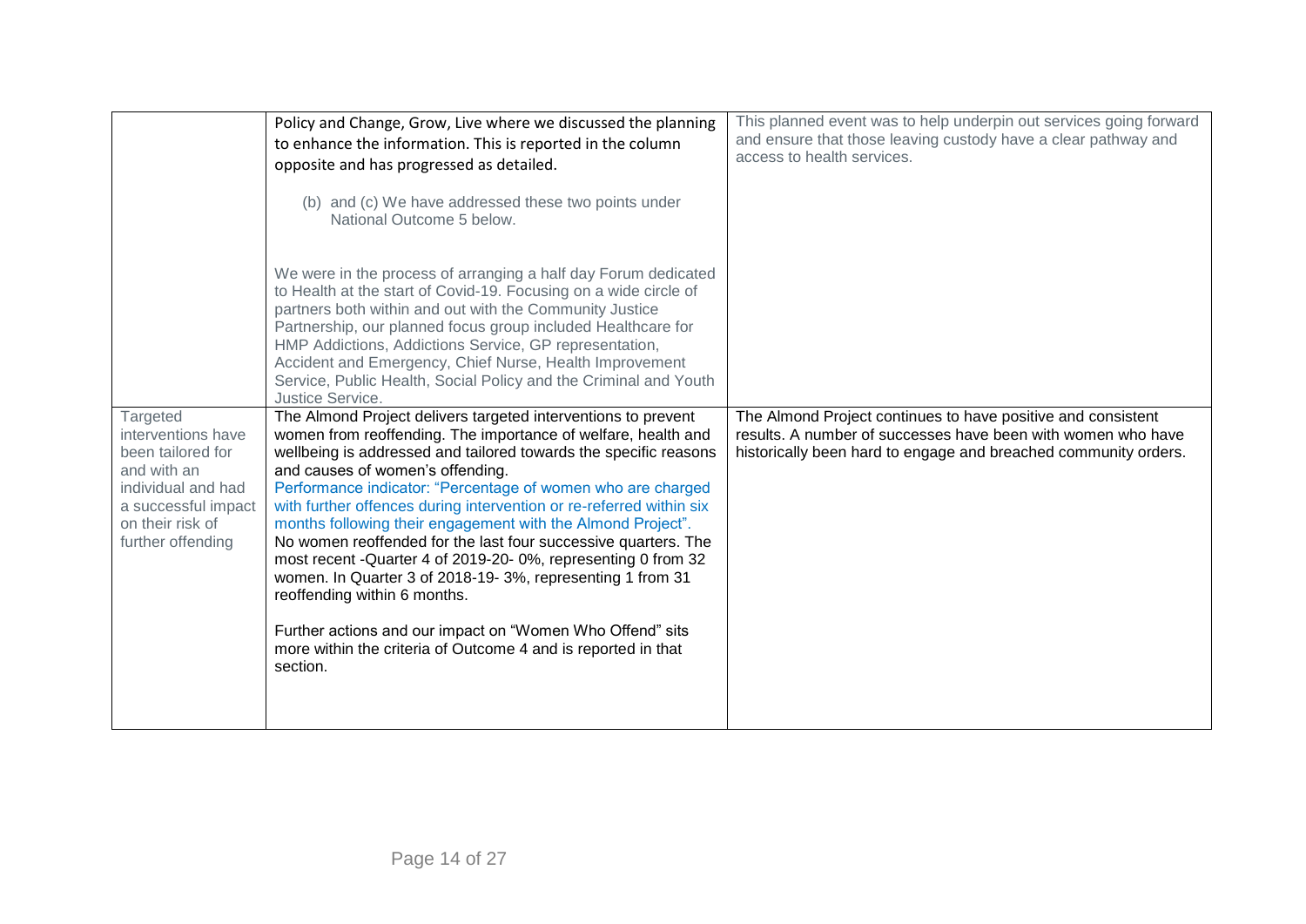| | | |
|---|---|---|
| | Policy and Change, Grow, Live where we discussed the planning to enhance the information. This is reported in the column opposite and has progressed as detailed.<br><br>(b) and (c) We have addressed these two points under National Outcome 5 below.<br><br>We were in the process of arranging a half day Forum dedicated to Health at the start of Covid-19. Focusing on a wide circle of partners both within and out with the Community Justice Partnership, our planned focus group included Healthcare for HMP Addictions, Addictions Service, GP representation, Accident and Emergency, Chief Nurse, Health Improvement Service, Public Health, Social Policy and the Criminal and Youth Justice Service. | This planned event was to help underpin out services going forward and ensure that those leaving custody have a clear pathway and access to health services. |
| Targeted interventions have been tailored for and with an individual and had a successful impact on their risk of further offending | The Almond Project delivers targeted interventions to prevent women from reoffending. The importance of welfare, health and wellbeing is addressed and tailored towards the specific reasons and causes of women's offending.<br>Performance indicator: "Percentage of women who are charged with further offences during intervention or re-referred within six months following their engagement with the Almond Project".<br>No women reoffended for the last four successive quarters. The most recent -Quarter 4 of 2019-20- 0%, representing 0 from 32 women. In Quarter 3 of 2018-19- 3%, representing 1 from 31 reoffending within 6 months.<br><br>Further actions and our impact on "Women Who Offend" sits more within the criteria of Outcome 4 and is reported in that section. | The Almond Project continues to have positive and consistent results. A number of successes have been with women who have historically been hard to engage and breached community orders. |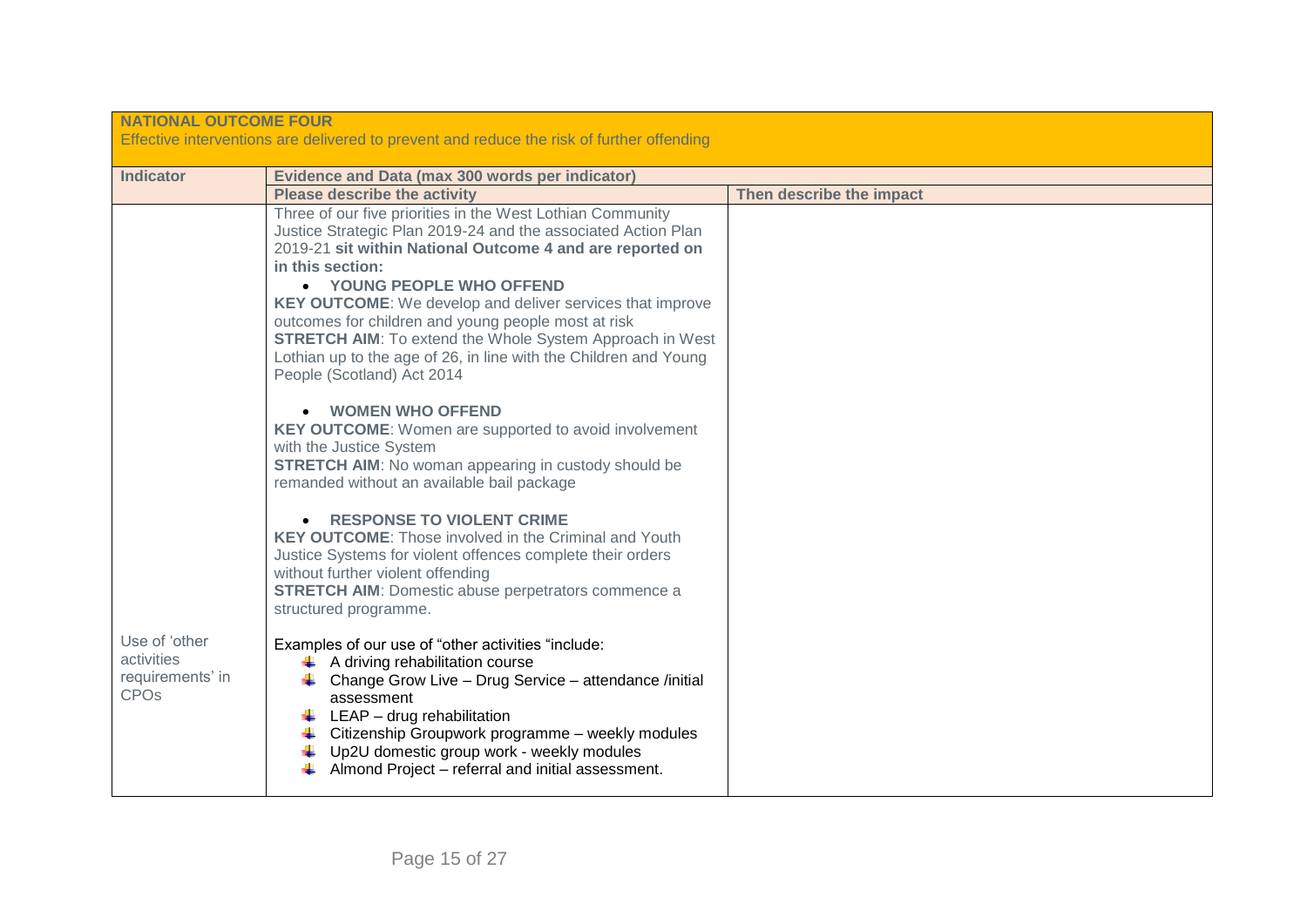| NATIONAL OUTCOME FOUR<br>Effective interventions are delivered to prevent and reduce the risk of further offending | | |
|---|---|---|
| **Indicator** | **Evidence and Data (max 300 words per indicator)** | |
| | **Please describe the activity** | **Then describe the impact** |
| | Three of our five priorities in the West Lothian Community Justice Strategic Plan 2019-24 and the associated Action Plan 2019-21 **sit within National Outcome 4 and are reported on in this section:**<br>• **YOUNG PEOPLE WHO OFFEND**<br>**KEY OUTCOME**: We develop and deliver services that improve outcomes for children and young people most at risk<br>**STRETCH AIM**: To extend the Whole System Approach in West Lothian up to the age of 26, in line with the Children and Young People (Scotland) Act 2014<br><br>• **WOMEN WHO OFFEND**<br>**KEY OUTCOME**: Women are supported to avoid involvement with the Justice System<br>**STRETCH AIM**: No woman appearing in custody should be remanded without an available bail package<br><br>• **RESPONSE TO VIOLENT CRIME**<br>**KEY OUTCOME**: Those involved in the Criminal and Youth Justice Systems for violent offences complete their orders without further violent offending<br>**STRETCH AIM**: Domestic abuse perpetrators commence a structured programme. | |
| Use of 'other activities requirements' in CPOs | Examples of our use of "other activities "include:<br>- A driving rehabilitation course<br>- Change Grow Live – Drug Service – attendance /initial assessment<br>- LEAP – drug rehabilitation<br>- Citizenship Groupwork programme – weekly modules<br>- Up2U domestic group work - weekly modules<br>- Almond Project – referral and initial assessment. | |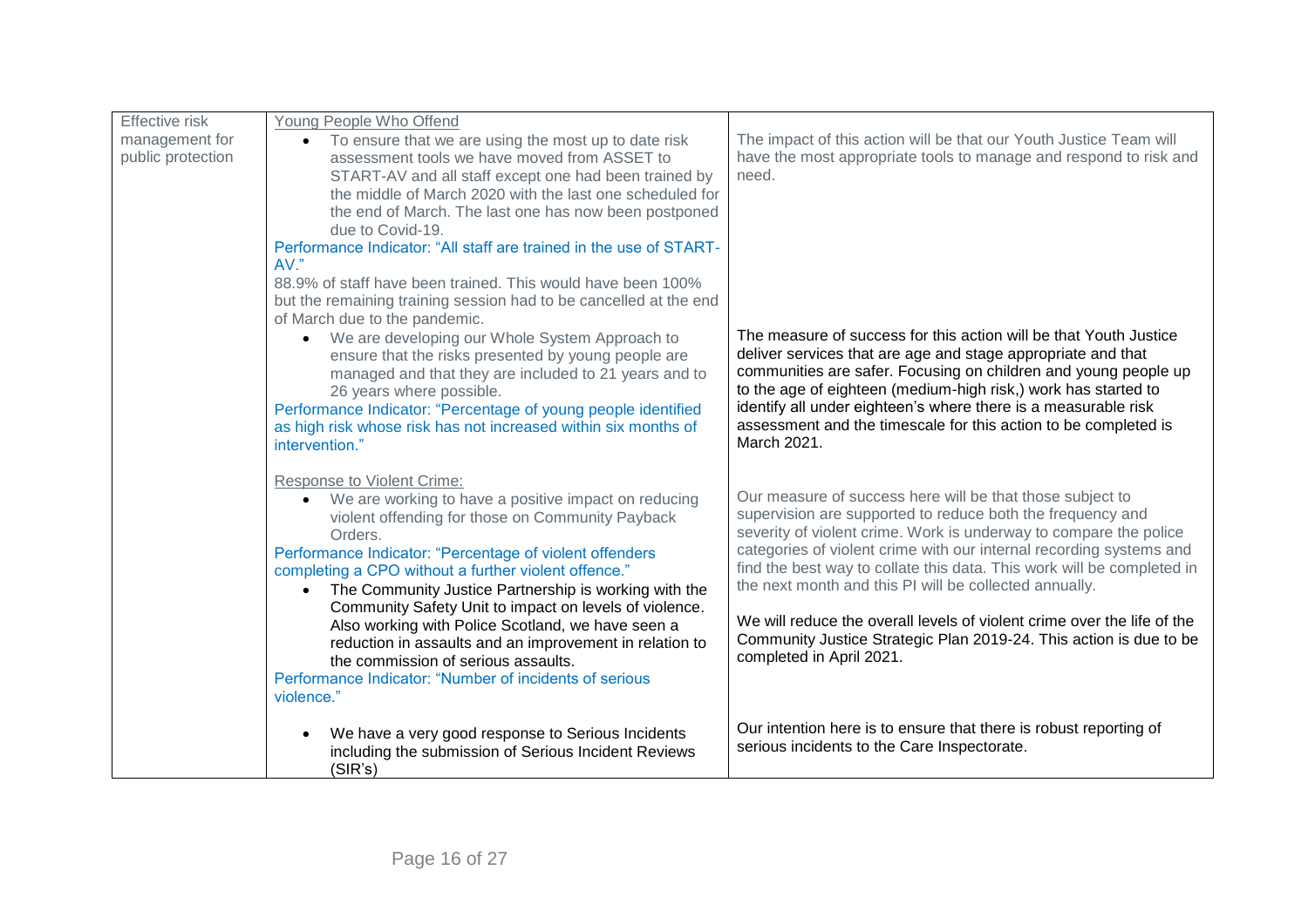| | | |
|---|---|---|
| Effective risk management for public protection | Young People Who Offend<br>• To ensure that we are using the most up to date risk assessment tools we have moved from ASSET to START-AV and all staff except one had been trained by the middle of March 2020 with the last one scheduled for the end of March. The last one has now been postponed due to Covid-19.<br>Performance Indicator: "All staff are trained in the use of START-AV."<br>88.9% of staff have been trained. This would have been 100% but the remaining training session had to be cancelled at the end of March due to the pandemic.<br>• We are developing our Whole System Approach to ensure that the risks presented by young people are managed and that they are included to 21 years and to 26 years where possible.<br>Performance Indicator: "Percentage of young people identified as high risk whose risk has not increased within six months of intervention."<br><br>Response to Violent Crime:<br>• We are working to have a positive impact on reducing violent offending for those on Community Payback Orders.<br>Performance Indicator: "Percentage of violent offenders completing a CPO without a further violent offence."<br>• The Community Justice Partnership is working with the Community Safety Unit to impact on levels of violence. Also working with Police Scotland, we have seen a reduction in assaults and an improvement in relation to the commission of serious assaults.<br>Performance Indicator: "Number of incidents of serious violence."<br><br>• We have a very good response to Serious Incidents including the submission of Serious Incident Reviews (SIR's) | The impact of this action will be that our Youth Justice Team will have the most appropriate tools to manage and respond to risk and need.<br><br>The measure of success for this action will be that Youth Justice deliver services that are age and stage appropriate and that communities are safer. Focusing on children and young people up to the age of eighteen (medium-high risk,) work has started to identify all under eighteen's where there is a measurable risk assessment and the timescale for this action to be completed is March 2021.<br><br>Our measure of success here will be that those subject to supervision are supported to reduce both the frequency and severity of violent crime. Work is underway to compare the police categories of violent crime with our internal recording systems and find the best way to collate this data. This work will be completed in the next month and this PI will be collected annually.<br><br>We will reduce the overall levels of violent crime over the life of the Community Justice Strategic Plan 2019-24. This action is due to be completed in April 2021.<br><br>Our intention here is to ensure that there is robust reporting of serious incidents to the Care Inspectorate. |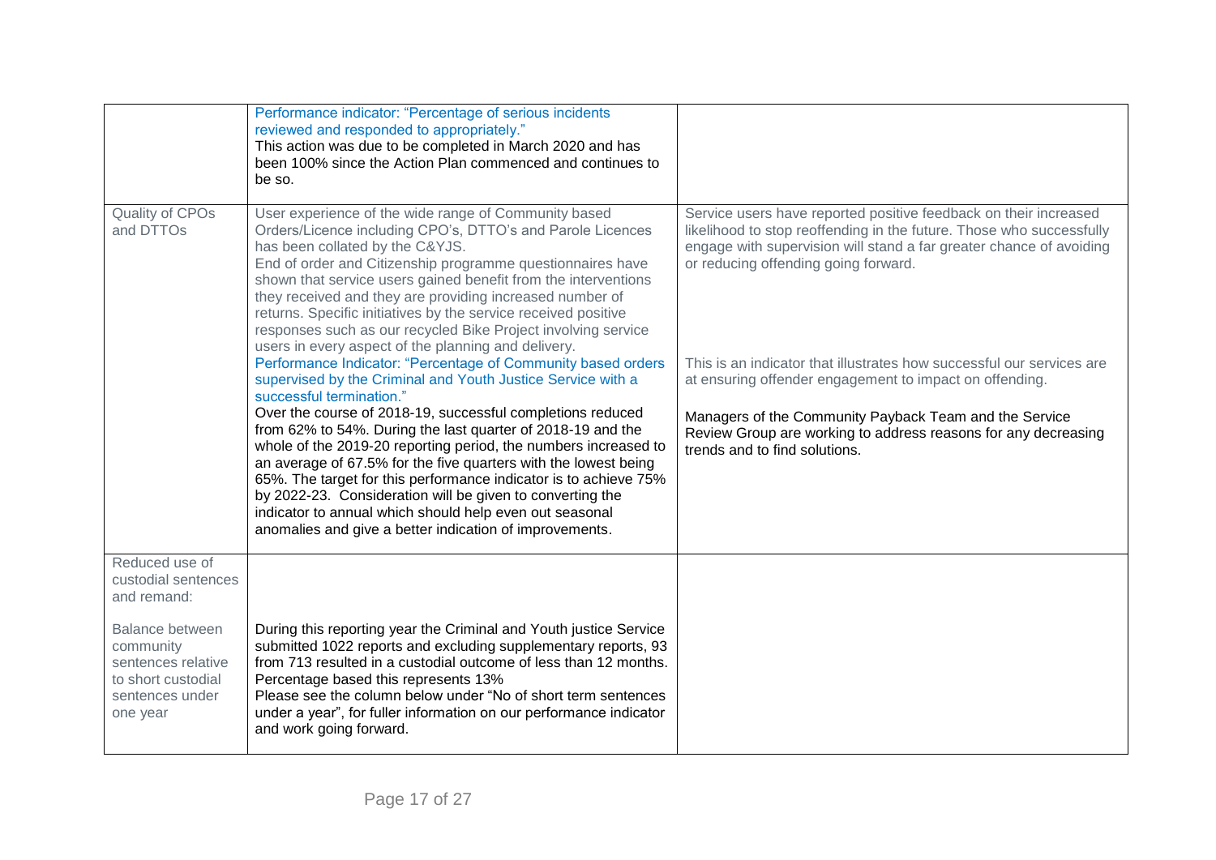| | | |
|---|---|---|
| | Performance indicator: "Percentage of serious incidents reviewed and responded to appropriately." <br>This action was due to be completed in March 2020 and has been 100% since the Action Plan commenced and continues to be so. | |
| Quality of CPOs and DTTOs | User experience of the wide range of Community based Orders/Licence including CPO's, DTTO's and Parole Licences has been collated by the C&YJS. <br>End of order and Citizenship programme questionnaires have shown that service users gained benefit from the interventions they received and they are providing increased number of returns. Specific initiatives by the service received positive responses such as our recycled Bike Project involving service users in every aspect of the planning and delivery. <br>Performance Indicator: "Percentage of Community based orders supervised by the Criminal and Youth Justice Service with a successful termination." <br>Over the course of 2018-19, successful completions reduced from 62% to 54%. During the last quarter of 2018-19 and the whole of the 2019-20 reporting period, the numbers increased to an average of 67.5% for the five quarters with the lowest being 65%. The target for this performance indicator is to achieve 75% by 2022-23. Consideration will be given to converting the indicator to annual which should help even out seasonal anomalies and give a better indication of improvements. | Service users have reported positive feedback on their increased likelihood to stop reoffending in the future. Those who successfully engage with supervision will stand a far greater chance of avoiding or reducing offending going forward. <br><br>This is an indicator that illustrates how successful our services are at ensuring offender engagement to impact on offending. <br><br>Managers of the Community Payback Team and the Service Review Group are working to address reasons for any decreasing trends and to find solutions. |
| Reduced use of custodial sentences and remand: <br><br>Balance between community sentences relative to short custodial sentences under one year | During this reporting year the Criminal and Youth justice Service submitted 1022 reports and excluding supplementary reports, 93 from 713 resulted in a custodial outcome of less than 12 months. Percentage based this represents 13% <br>Please see the column below under "No of short term sentences under a year", for fuller information on our performance indicator and work going forward. | |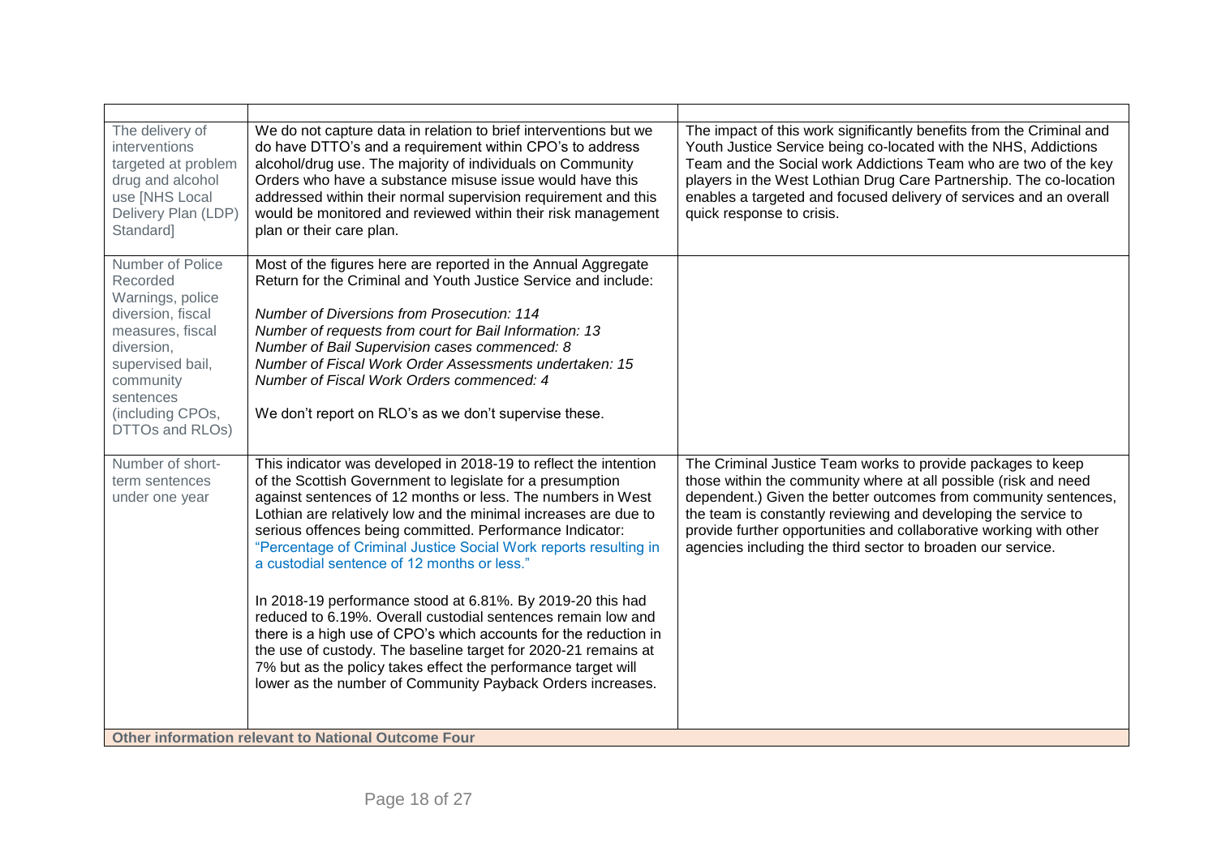| | | |
|---|---|---|
| The delivery of interventions targeted at problem drug and alcohol use [NHS Local Delivery Plan (LDP) Standard] | We do not capture data in relation to brief interventions but we do have DTTO's and a requirement within CPO's to address alcohol/drug use. The majority of individuals on Community Orders who have a substance misuse issue would have this addressed within their normal supervision requirement and this would be monitored and reviewed within their risk management plan or their care plan. | The impact of this work significantly benefits from the Criminal and Youth Justice Service being co-located with the NHS, Addictions Team and the Social work Addictions Team who are two of the key players in the West Lothian Drug Care Partnership. The co-location enables a targeted and focused delivery of services and an overall quick response to crisis. |
| Number of Police Recorded Warnings, police diversion, fiscal measures, fiscal diversion, supervised bail, community sentences (including CPOs, DTTOs and RLOs) | Most of the figures here are reported in the Annual Aggregate Return for the Criminal and Youth Justice Service and include:<br><br>*Number of Diversions from Prosecution: 114*<br>*Number of requests from court for Bail Information: 13*<br>*Number of Bail Supervision cases commenced: 8*<br>*Number of Fiscal Work Order Assessments undertaken: 15*<br>*Number of Fiscal Work Orders commenced: 4*<br><br>We don't report on RLO's as we don't supervise these. | |
| Number of short-term sentences under one year | This indicator was developed in 2018-19 to reflect the intention of the Scottish Government to legislate for a presumption against sentences of 12 months or less. The numbers in West Lothian are relatively low and the minimal increases are due to serious offences being committed. Performance Indicator: "Percentage of Criminal Justice Social Work reports resulting in a custodial sentence of 12 months or less."<br><br>In 2018-19 performance stood at 6.81%. By 2019-20 this had reduced to 6.19%. Overall custodial sentences remain low and there is a high use of CPO's which accounts for the reduction in the use of custody. The baseline target for 2020-21 remains at 7% but as the policy takes effect the performance target will lower as the number of Community Payback Orders increases. | The Criminal Justice Team works to provide packages to keep those within the community where at all possible (risk and need dependent.) Given the better outcomes from community sentences, the team is constantly reviewing and developing the service to provide further opportunities and collaborative working with other agencies including the third sector to broaden our service. |
| **Other information relevant to National Outcome Four** | | |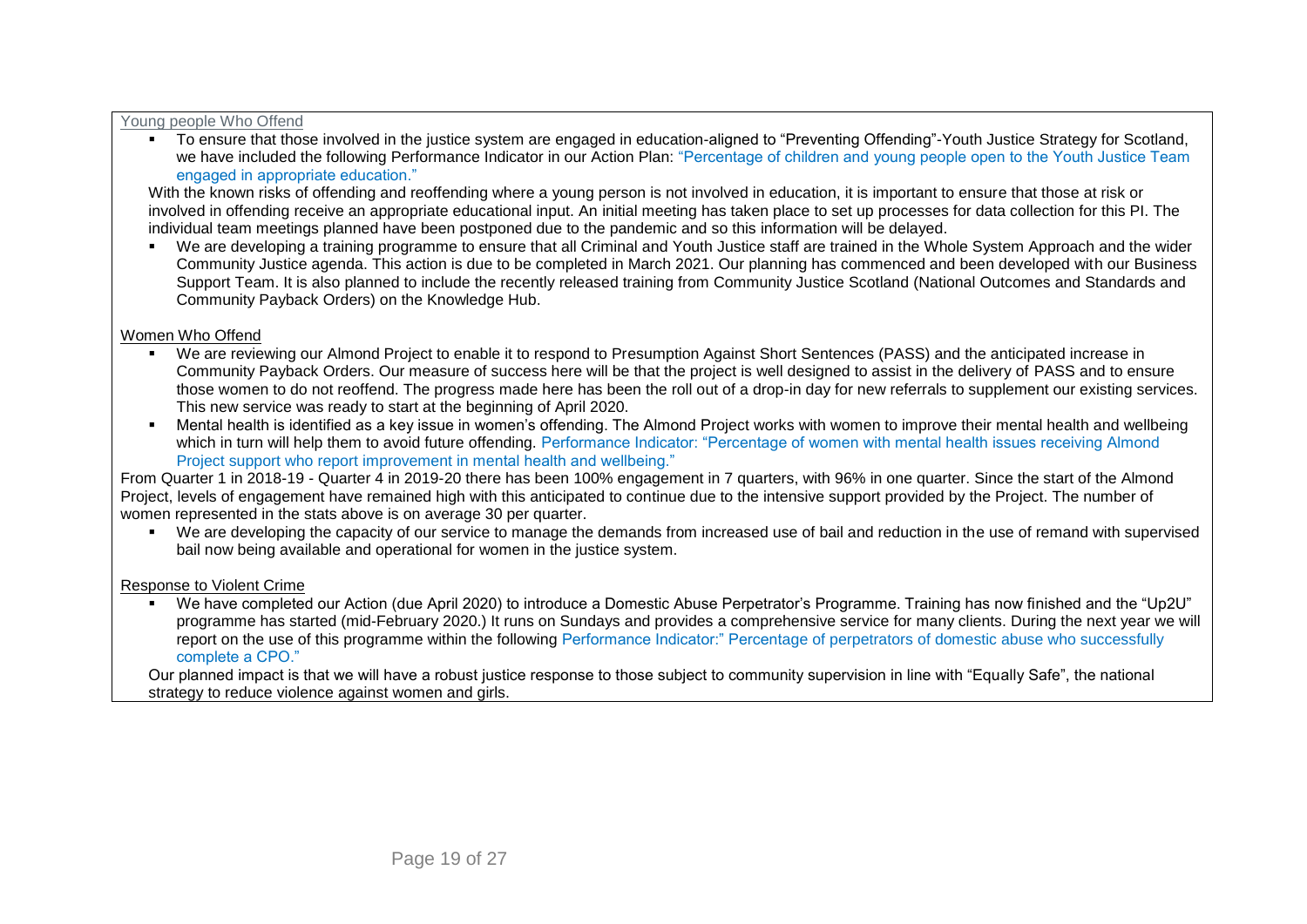Young people Who Offend

- To ensure that those involved in the justice system are engaged in education-aligned to "Preventing Offending"-Youth Justice Strategy for Scotland, we have included the following Performance Indicator in our Action Plan: "Percentage of children and young people open to the Youth Justice Team engaged in appropriate education."

With the known risks of offending and reoffending where a young person is not involved in education, it is important to ensure that those at risk or involved in offending receive an appropriate educational input. An initial meeting has taken place to set up processes for data collection for this PI. The individual team meetings planned have been postponed due to the pandemic and so this information will be delayed.

- We are developing a training programme to ensure that all Criminal and Youth Justice staff are trained in the Whole System Approach and the wider Community Justice agenda. This action is due to be completed in March 2021. Our planning has commenced and been developed with our Business Support Team. It is also planned to include the recently released training from Community Justice Scotland (National Outcomes and Standards and Community Payback Orders) on the Knowledge Hub.

Women Who Offend

- We are reviewing our Almond Project to enable it to respond to Presumption Against Short Sentences (PASS) and the anticipated increase in Community Payback Orders. Our measure of success here will be that the project is well designed to assist in the delivery of PASS and to ensure those women to do not reoffend. The progress made here has been the roll out of a drop-in day for new referrals to supplement our existing services. This new service was ready to start at the beginning of April 2020.
- Mental health is identified as a key issue in women's offending. The Almond Project works with women to improve their mental health and wellbeing which in turn will help them to avoid future offending. Performance Indicator: "Percentage of women with mental health issues receiving Almond Project support who report improvement in mental health and wellbeing."

From Quarter 1 in 2018-19 - Quarter 4 in 2019-20 there has been 100% engagement in 7 quarters, with 96% in one quarter. Since the start of the Almond Project, levels of engagement have remained high with this anticipated to continue due to the intensive support provided by the Project. The number of women represented in the stats above is on average 30 per quarter.

- We are developing the capacity of our service to manage the demands from increased use of bail and reduction in the use of remand with supervised bail now being available and operational for women in the justice system.

Response to Violent Crime

- We have completed our Action (due April 2020) to introduce a Domestic Abuse Perpetrator's Programme. Training has now finished and the "Up2U" programme has started (mid-February 2020.) It runs on Sundays and provides a comprehensive service for many clients. During the next year we will report on the use of this programme within the following Performance Indicator:" Percentage of perpetrators of domestic abuse who successfully complete a CPO."

Our planned impact is that we will have a robust justice response to those subject to community supervision in line with "Equally Safe", the national strategy to reduce violence against women and girls.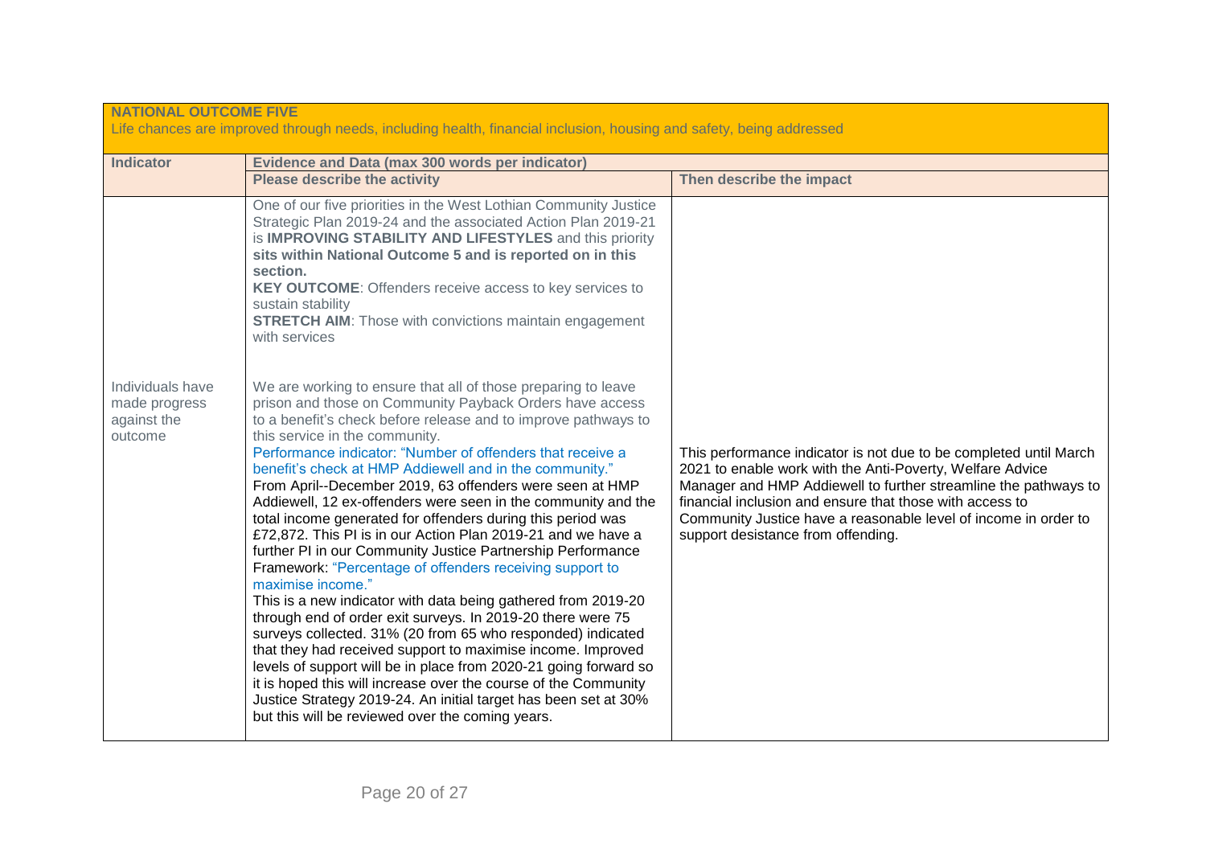| **NATIONAL OUTCOME FIVE**<br>Life chances are improved through needs, including health, financial inclusion, housing and safety, being addressed | | |
|---|---|---|
| **Indicator** | **Evidence and Data (max 300 words per indicator)** | |
| | **Please describe the activity** | **Then describe the impact** |
| Individuals have made progress against the outcome | One of our five priorities in the West Lothian Community Justice Strategic Plan 2019-24 and the associated Action Plan 2019-21 is **IMPROVING STABILITY AND LIFESTYLES** and this priority **sits within National Outcome 5 and is reported on in this section.**<br>**KEY OUTCOME**: Offenders receive access to key services to sustain stability<br>**STRETCH AIM**: Those with convictions maintain engagement with services<br><br>We are working to ensure that all of those preparing to leave prison and those on Community Payback Orders have access to a benefit's check before release and to improve pathways to this service in the community.<br>Performance indicator: "Number of offenders that receive a benefit's check at HMP Addiewell and in the community."<br>From April--December 2019, 63 offenders were seen at HMP Addiewell, 12 ex-offenders were seen in the community and the total income generated for offenders during this period was £72,872. This PI is in our Action Plan 2019-21 and we have a further PI in our Community Justice Partnership Performance Framework: "Percentage of offenders receiving support to maximise income."<br>This is a new indicator with data being gathered from 2019-20 through end of order exit surveys. In 2019-20 there were 75 surveys collected. 31% (20 from 65 who responded) indicated that they had received support to maximise income. Improved levels of support will be in place from 2020-21 going forward so it is hoped this will increase over the course of the Community Justice Strategy 2019-24. An initial target has been set at 30% but this will be reviewed over the coming years. | This performance indicator is not due to be completed until March 2021 to enable work with the Anti-Poverty, Welfare Advice Manager and HMP Addiewell to further streamline the pathways to financial inclusion and ensure that those with access to Community Justice have a reasonable level of income in order to support desistance from offending. |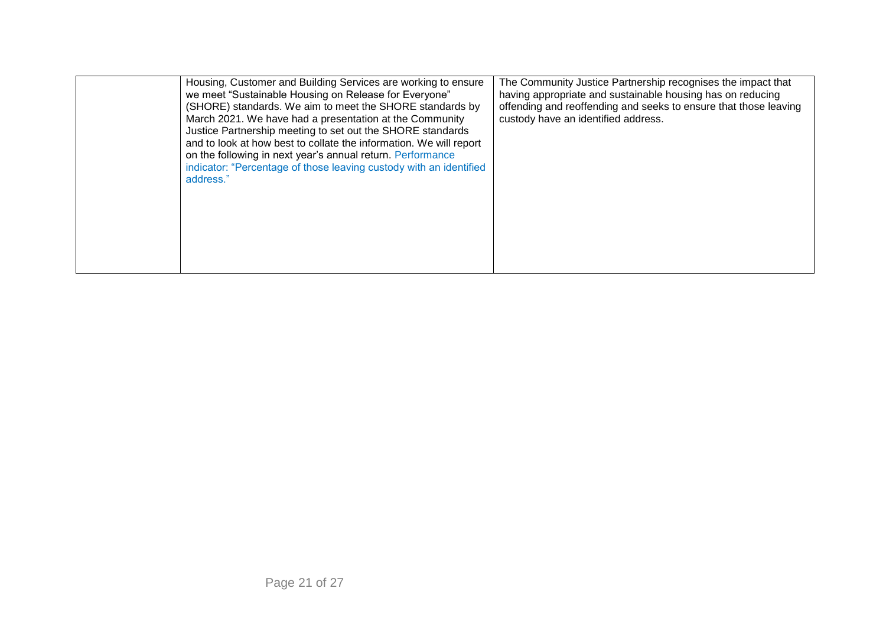| | | |
|---|---|---|
| | Housing, Customer and Building Services are working to ensure we meet "Sustainable Housing on Release for Everyone" (SHORE) standards. We aim to meet the SHORE standards by March 2021. We have had a presentation at the Community Justice Partnership meeting to set out the SHORE standards and to look at how best to collate the information. We will report on the following in next year's annual return. Performance indicator: "Percentage of those leaving custody with an identified address." | The Community Justice Partnership recognises the impact that having appropriate and sustainable housing has on reducing offending and reoffending and seeks to ensure that those leaving custody have an identified address. |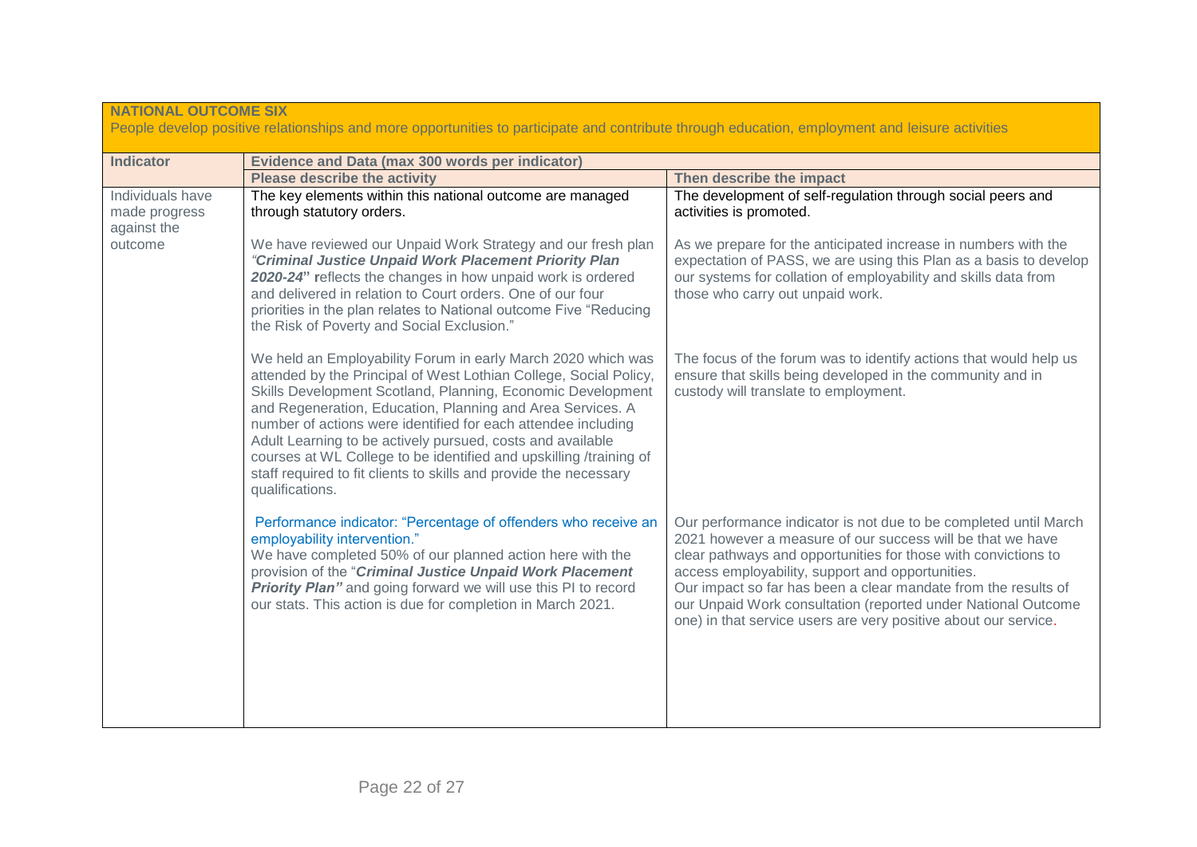| **NATIONAL OUTCOME SIX**<br>People develop positive relationships and more opportunities to participate and contribute through education, employment and leisure activities | | |
|---|---|---|
| **Indicator** | **Evidence and Data (max 300 words per indicator)** | |
| | **Please describe the activity** | **Then describe the impact** |
| Individuals have made progress against the outcome | The key elements within this national outcome are managed through statutory orders.<br><br>We have reviewed our Unpaid Work Strategy and our fresh plan ***"Criminal Justice Unpaid Work Placement Priority Plan 2020-24"*** reflects the changes in how unpaid work is ordered and delivered in relation to Court orders. One of our four priorities in the plan relates to National outcome Five "Reducing the Risk of Poverty and Social Exclusion." | The development of self-regulation through social peers and activities is promoted.<br><br>As we prepare for the anticipated increase in numbers with the expectation of PASS, we are using this Plan as a basis to develop our systems for collation of employability and skills data from those who carry out unpaid work. |
| | We held an Employability Forum in early March 2020 which was attended by the Principal of West Lothian College, Social Policy, Skills Development Scotland, Planning, Economic Development and Regeneration, Education, Planning and Area Services. A number of actions were identified for each attendee including Adult Learning to be actively pursued, costs and available courses at WL College to be identified and upskilling /training of staff required to fit clients to skills and provide the necessary qualifications. | The focus of the forum was to identify actions that would help us ensure that skills being developed in the community and in custody will translate to employment. |
| | Performance indicator: "Percentage of offenders who receive an employability intervention."<br>We have completed 50% of our planned action here with the provision of the "***Criminal Justice Unpaid Work Placement Priority Plan"*** and going forward we will use this PI to record our stats. This action is due for completion in March 2021. | Our performance indicator is not due to be completed until March 2021 however a measure of our success will be that we have clear pathways and opportunities for those with convictions to access employability, support and opportunities.<br>Our impact so far has been a clear mandate from the results of our Unpaid Work consultation (reported under National Outcome one) in that service users are very positive about our service. |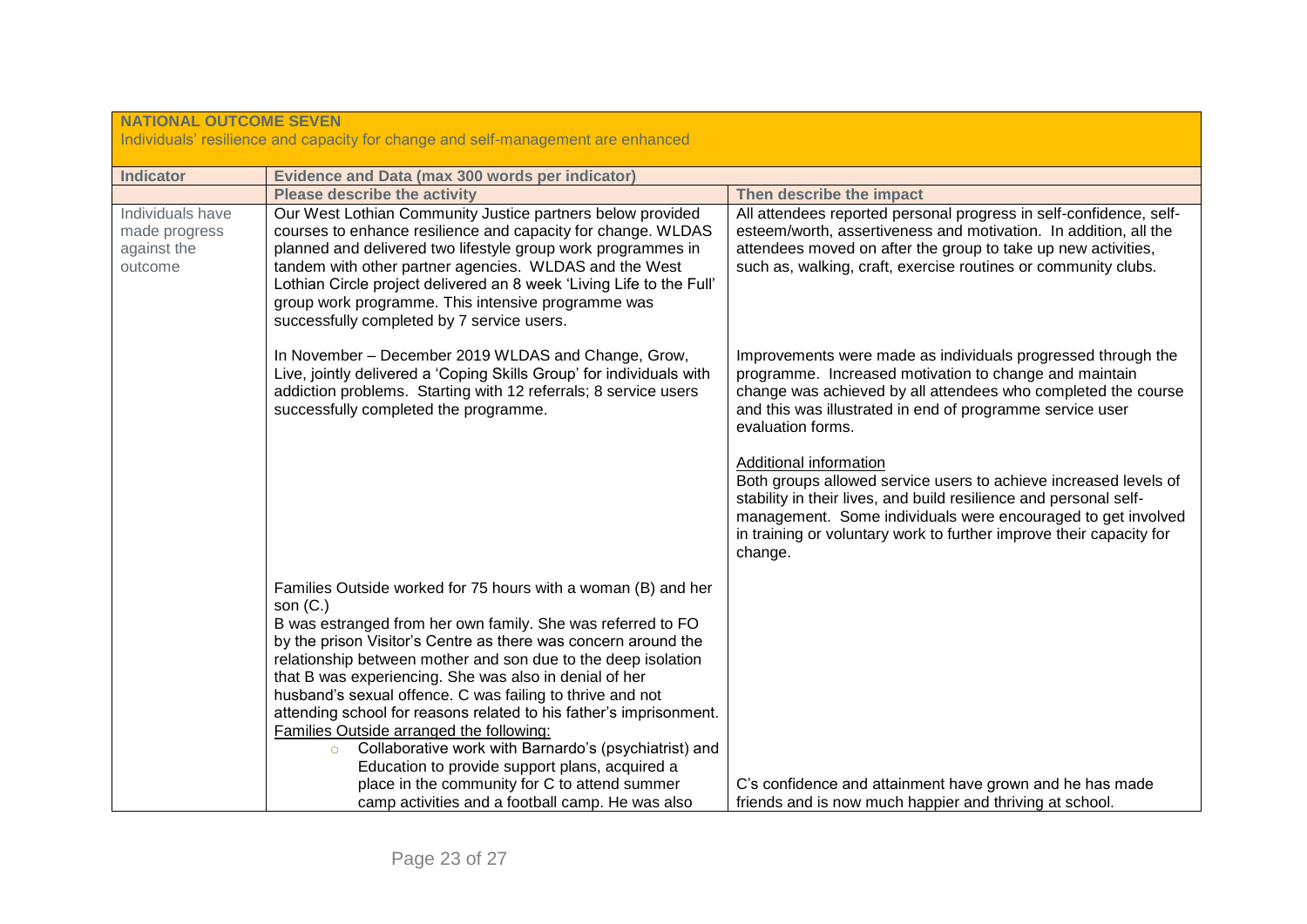| **NATIONAL OUTCOME SEVEN**<br>Individuals' resilience and capacity for change and self-management are enhanced | | |
|---|---|---|
| **Indicator** | **Evidence and Data (max 300 words per indicator)** | |
| | **Please describe the activity** | **Then describe the impact** |
| Individuals have made progress against the outcome | Our West Lothian Community Justice partners below provided courses to enhance resilience and capacity for change. WLDAS planned and delivered two lifestyle group work programmes in tandem with other partner agencies. WLDAS and the West Lothian Circle project delivered an 8 week 'Living Life to the Full' group work programme. This intensive programme was successfully completed by 7 service users. | All attendees reported personal progress in self-confidence, self-esteem/worth, assertiveness and motivation. In addition, all the attendees moved on after the group to take up new activities, such as, walking, craft, exercise routines or community clubs. |
| | In November – December 2019 WLDAS and Change, Grow, Live, jointly delivered a 'Coping Skills Group' for individuals with addiction problems. Starting with 12 referrals; 8 service users successfully completed the programme. | Improvements were made as individuals progressed through the programme. Increased motivation to change and maintain change was achieved by all attendees who completed the course and this was illustrated in end of programme service user evaluation forms.<br><br>Additional information<br>Both groups allowed service users to achieve increased levels of stability in their lives, and build resilience and personal self-management. Some individuals were encouraged to get involved in training or voluntary work to further improve their capacity for change. |
| | Families Outside worked for 75 hours with a woman (B) and her son (C.)<br>B was estranged from her own family. She was referred to FO by the prison Visitor's Centre as there was concern around the relationship between mother and son due to the deep isolation that B was experiencing. She was also in denial of her husband's sexual offence. C was failing to thrive and not attending school for reasons related to his father's imprisonment.<br>Families Outside arranged the following:<br>- Collaborative work with Barnardo's (psychiatrist) and Education to provide support plans, acquired a place in the community for C to attend summer camp activities and a football camp. He was also | C's confidence and attainment have grown and he has made friends and is now much happier and thriving at school. |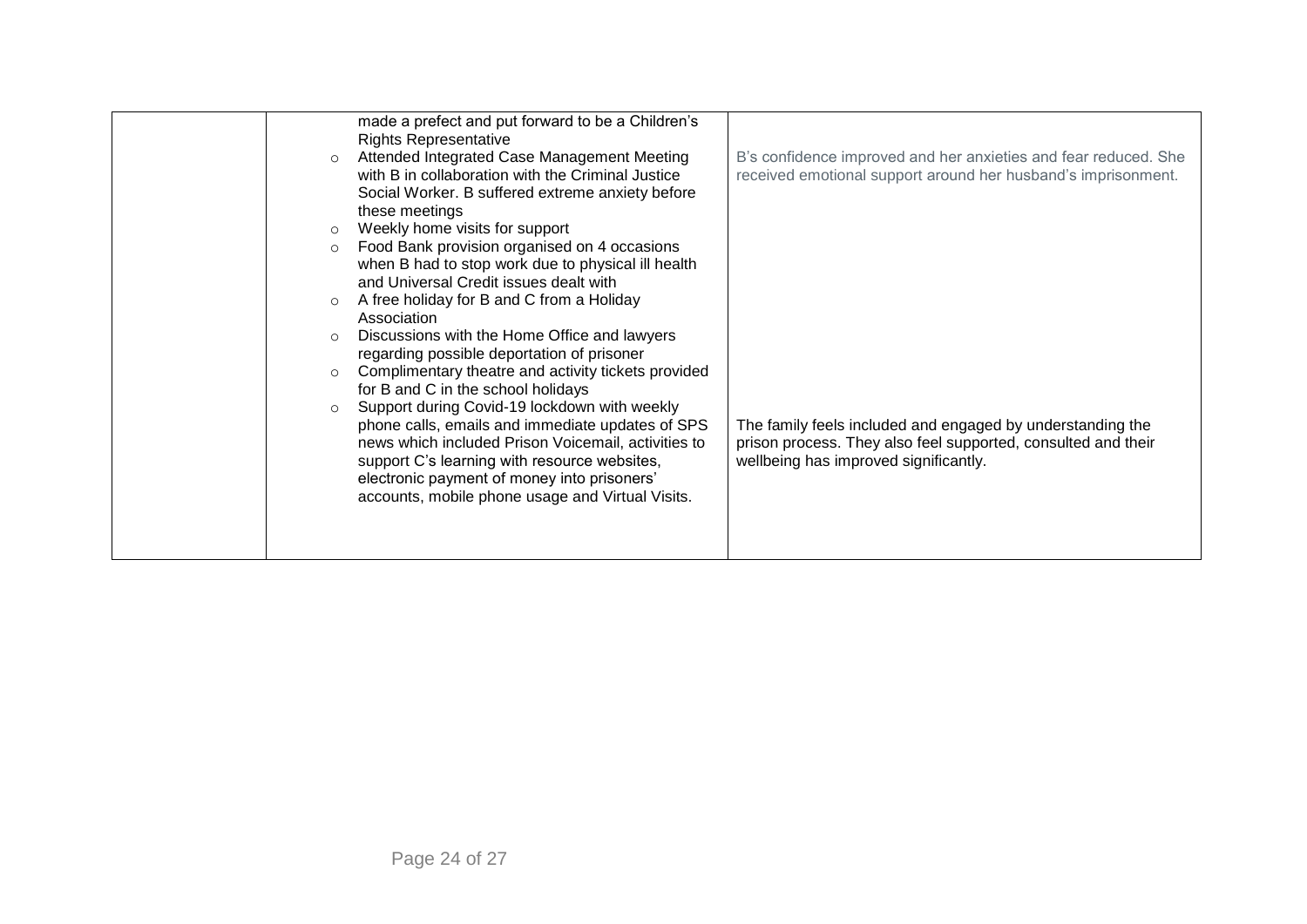|  |  |  |
|---|---|---|
|  | made a prefect and put forward to be a Children's Rights Representative<br>- Attended Integrated Case Management Meeting with B in collaboration with the Criminal Justice Social Worker. B suffered extreme anxiety before these meetings<br>- Weekly home visits for support<br>- Food Bank provision organised on 4 occasions when B had to stop work due to physical ill health and Universal Credit issues dealt with<br>- A free holiday for B and C from a Holiday Association<br>- Discussions with the Home Office and lawyers regarding possible deportation of prisoner<br>- Complimentary theatre and activity tickets provided for B and C in the school holidays<br>- Support during Covid-19 lockdown with weekly phone calls, emails and immediate updates of SPS news which included Prison Voicemail, activities to support C's learning with resource websites, electronic payment of money into prisoners' accounts, mobile phone usage and Virtual Visits. | B's confidence improved and her anxieties and fear reduced. She received emotional support around her husband's imprisonment.<br><br>The family feels included and engaged by understanding the prison process. They also feel supported, consulted and their wellbeing has improved significantly. |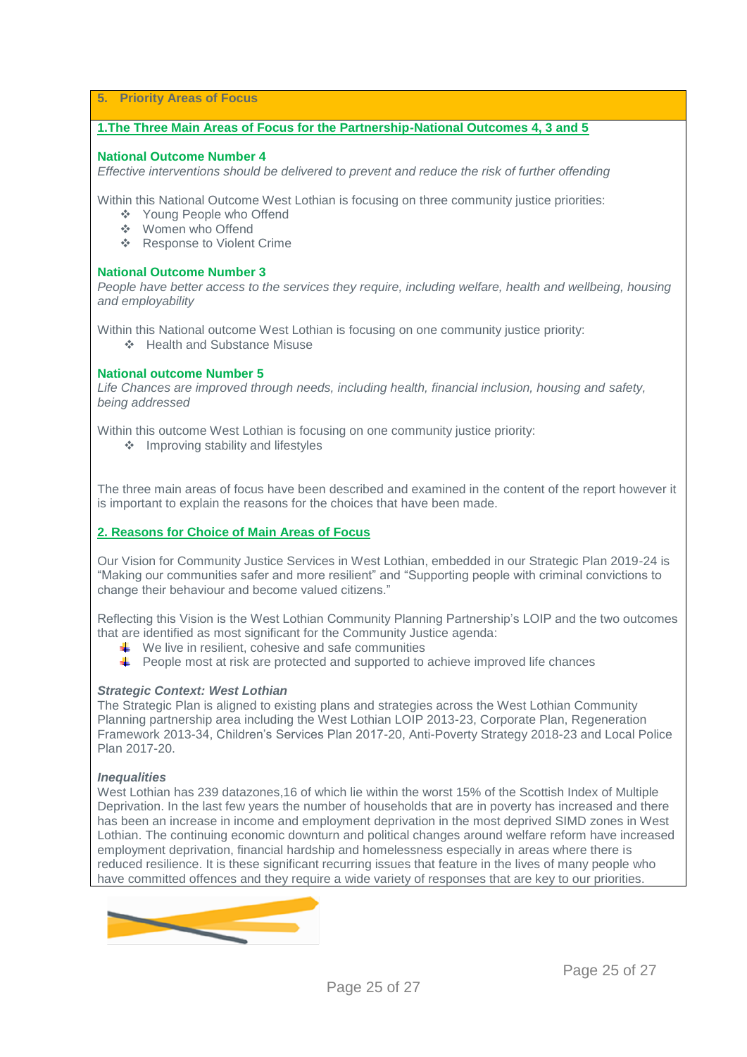## 5. Priority Areas of Focus

### 1.The Three Main Areas of Focus for the Partnership-National Outcomes 4, 3 and 5

**National Outcome Number 4**

*Effective interventions should be delivered to prevent and reduce the risk of further offending*

Within this National Outcome West Lothian is focusing on three community justice priorities:

- Young People who Offend
- Women who Offend
- Response to Violent Crime

**National Outcome Number 3**

*People have better access to the services they require, including welfare, health and wellbeing, housing and employability*

Within this National outcome West Lothian is focusing on one community justice priority:

- Health and Substance Misuse

**National outcome Number 5**

*Life Chances are improved through needs, including health, financial inclusion, housing and safety, being addressed*

Within this outcome West Lothian is focusing on one community justice priority:

- Improving stability and lifestyles

The three main areas of focus have been described and examined in the content of the report however it is important to explain the reasons for the choices that have been made.

### 2. Reasons for Choice of Main Areas of Focus

Our Vision for Community Justice Services in West Lothian, embedded in our Strategic Plan 2019-24 is "Making our communities safer and more resilient" and "Supporting people with criminal convictions to change their behaviour and become valued citizens."

Reflecting this Vision is the West Lothian Community Planning Partnership's LOIP and the two outcomes that are identified as most significant for the Community Justice agenda:

- We live in resilient, cohesive and safe communities
- People most at risk are protected and supported to achieve improved life chances

***Strategic Context: West Lothian***

The Strategic Plan is aligned to existing plans and strategies across the West Lothian Community Planning partnership area including the West Lothian LOIP 2013-23, Corporate Plan, Regeneration Framework 2013-34, Children's Services Plan 2017-20, Anti-Poverty Strategy 2018-23 and Local Police Plan 2017-20.

***Inequalities***

West Lothian has 239 datazones,16 of which lie within the worst 15% of the Scottish Index of Multiple Deprivation. In the last few years the number of households that are in poverty has increased and there has been an increase in income and employment deprivation in the most deprived SIMD zones in West Lothian. The continuing economic downturn and political changes around welfare reform have increased employment deprivation, financial hardship and homelessness especially in areas where there is reduced resilience. It is these significant recurring issues that feature in the lives of many people who have committed offences and they require a wide variety of responses that are key to our priorities.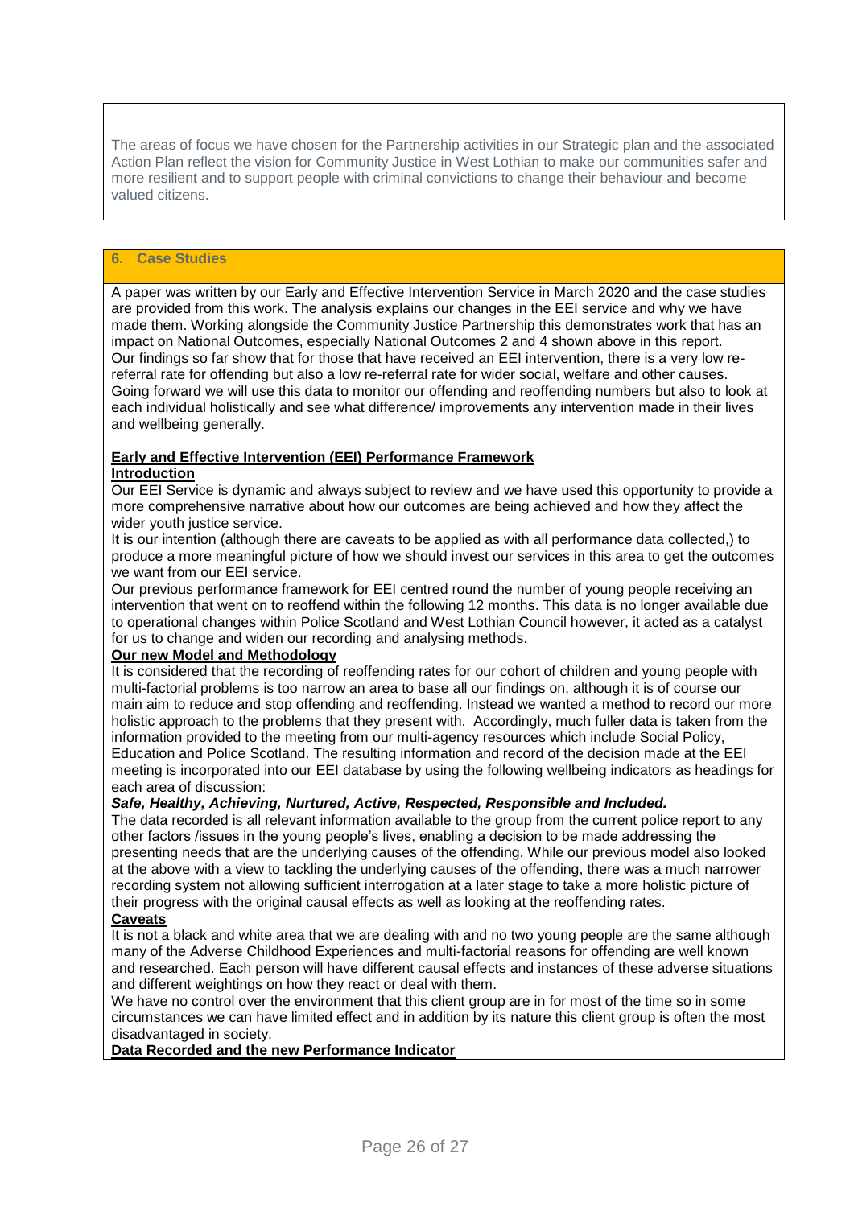The areas of focus we have chosen for the Partnership activities in our Strategic plan and the associated Action Plan reflect the vision for Community Justice in West Lothian to make our communities safer and more resilient and to support people with criminal convictions to change their behaviour and become valued citizens.

## 6. Case Studies

A paper was written by our Early and Effective Intervention Service in March 2020 and the case studies are provided from this work. The analysis explains our changes in the EEI service and why we have made them. Working alongside the Community Justice Partnership this demonstrates work that has an impact on National Outcomes, especially National Outcomes 2 and 4 shown above in this report.
Our findings so far show that for those that have received an EEI intervention, there is a very low re-referral rate for offending but also a low re-referral rate for wider social, welfare and other causes.
Going forward we will use this data to monitor our offending and reoffending numbers but also to look at each individual holistically and see what difference/ improvements any intervention made in their lives and wellbeing generally.

**Early and Effective Intervention (EEI) Performance Framework**

**Introduction**

Our EEI Service is dynamic and always subject to review and we have used this opportunity to provide a more comprehensive narrative about how our outcomes are being achieved and how they affect the wider youth justice service.
It is our intention (although there are caveats to be applied as with all performance data collected,) to produce a more meaningful picture of how we should invest our services in this area to get the outcomes we want from our EEI service.
Our previous performance framework for EEI centred round the number of young people receiving an intervention that went on to reoffend within the following 12 months. This data is no longer available due to operational changes within Police Scotland and West Lothian Council however, it acted as a catalyst for us to change and widen our recording and analysing methods.

**Our new Model and Methodology**

It is considered that the recording of reoffending rates for our cohort of children and young people with multi-factorial problems is too narrow an area to base all our findings on, although it is of course our main aim to reduce and stop offending and reoffending. Instead we wanted a method to record our more holistic approach to the problems that they present with. Accordingly, much fuller data is taken from the information provided to the meeting from our multi-agency resources which include Social Policy, Education and Police Scotland. The resulting information and record of the decision made at the EEI meeting is incorporated into our EEI database by using the following wellbeing indicators as headings for each area of discussion:

***Safe, Healthy, Achieving, Nurtured, Active, Respected, Responsible and Included.***

The data recorded is all relevant information available to the group from the current police report to any other factors /issues in the young people's lives, enabling a decision to be made addressing the presenting needs that are the underlying causes of the offending. While our previous model also looked at the above with a view to tackling the underlying causes of the offending, there was a much narrower recording system not allowing sufficient interrogation at a later stage to take a more holistic picture of their progress with the original causal effects as well as looking at the reoffending rates.

**Caveats**

It is not a black and white area that we are dealing with and no two young people are the same although many of the Adverse Childhood Experiences and multi-factorial reasons for offending are well known and researched. Each person will have different causal effects and instances of these adverse situations and different weightings on how they react or deal with them.
We have no control over the environment that this client group are in for most of the time so in some circumstances we can have limited effect and in addition by its nature this client group is often the most disadvantaged in society.

**Data Recorded and the new Performance Indicator**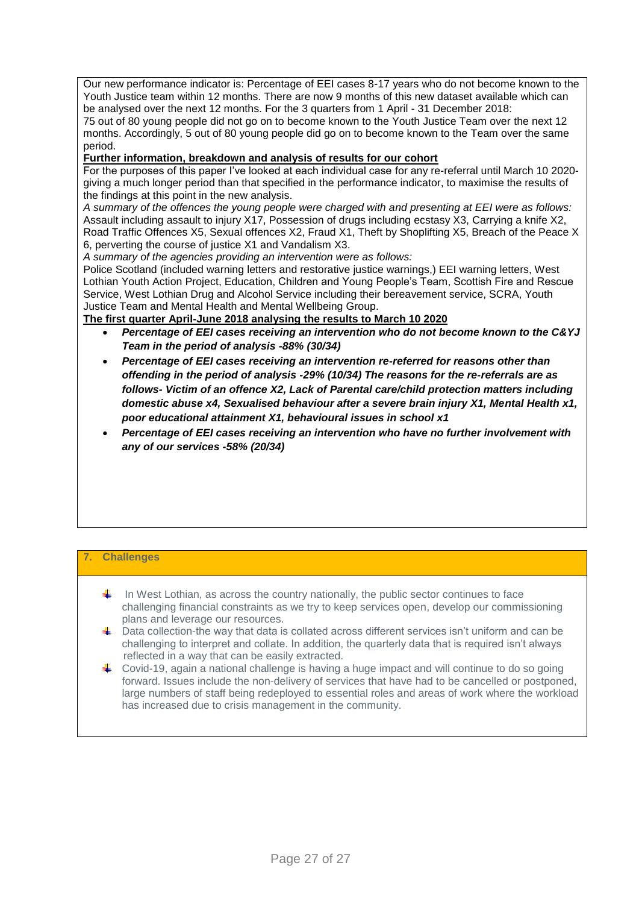Our new performance indicator is: Percentage of EEI cases 8-17 years who do not become known to the Youth Justice team within 12 months. There are now 9 months of this new dataset available which can be analysed over the next 12 months. For the 3 quarters from 1 April - 31 December 2018:

75 out of 80 young people did not go on to become known to the Youth Justice Team over the next 12 months. Accordingly, 5 out of 80 young people did go on to become known to the Team over the same period.

**Further information, breakdown and analysis of results for our cohort**

For the purposes of this paper I've looked at each individual case for any re-referral until March 10 2020- giving a much longer period than that specified in the performance indicator, to maximise the results of the findings at this point in the new analysis.

*A summary of the offences the young people were charged with and presenting at EEI were as follows:*
Assault including assault to injury X17, Possession of drugs including ecstasy X3, Carrying a knife X2, Road Traffic Offences X5, Sexual offences X2, Fraud X1, Theft by Shoplifting X5, Breach of the Peace X 6, perverting the course of justice X1 and Vandalism X3.

*A summary of the agencies providing an intervention were as follows:*
Police Scotland (included warning letters and restorative justice warnings,) EEI warning letters, West Lothian Youth Action Project, Education, Children and Young People's Team, Scottish Fire and Rescue Service, West Lothian Drug and Alcohol Service including their bereavement service, SCRA, Youth Justice Team and Mental Health and Mental Wellbeing Group.

**The first quarter April-June 2018 analysing the results to March 10 2020**

- ***Percentage of EEI cases receiving an intervention who do not become known to the C&YJ Team in the period of analysis -88% (30/34)***
- ***Percentage of EEI cases receiving an intervention re-referred for reasons other than offending in the period of analysis -29% (10/34) The reasons for the re-referrals are as follows- Victim of an offence X2, Lack of Parental care/child protection matters including domestic abuse x4, Sexualised behaviour after a severe brain injury X1, Mental Health x1, poor educational attainment X1, behavioural issues in school x1***
- ***Percentage of EEI cases receiving an intervention who have no further involvement with any of our services -58% (20/34)***

## 7. Challenges

- In West Lothian, as across the country nationally, the public sector continues to face challenging financial constraints as we try to keep services open, develop our commissioning plans and leverage our resources.
- Data collection-the way that data is collated across different services isn't uniform and can be challenging to interpret and collate. In addition, the quarterly data that is required isn't always reflected in a way that can be easily extracted.
- Covid-19, again a national challenge is having a huge impact and will continue to do so going forward. Issues include the non-delivery of services that have had to be cancelled or postponed, large numbers of staff being redeployed to essential roles and areas of work where the workload has increased due to crisis management in the community.